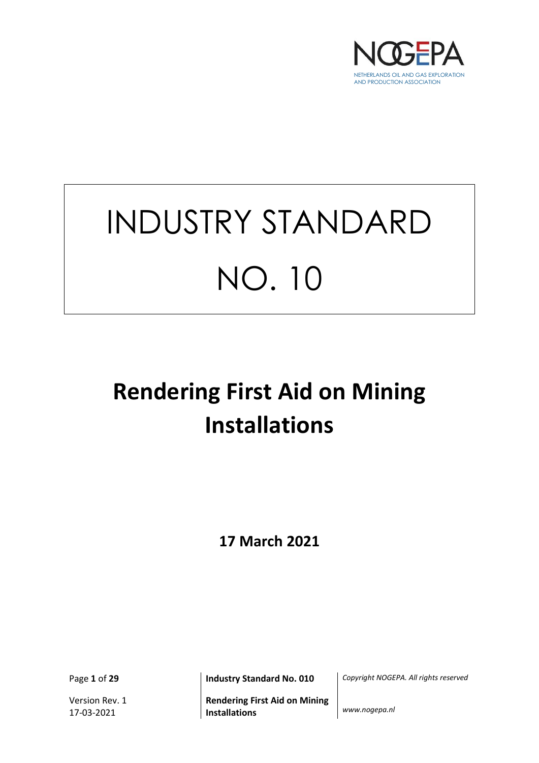NETHERLANDS OIL AND GAS EXPLORATION AND PRODUCTION ASSOCIATION

# INDUSTRY STANDARD NO. 10

# Rendering First Aid on Mining Installations

**17 March 2021**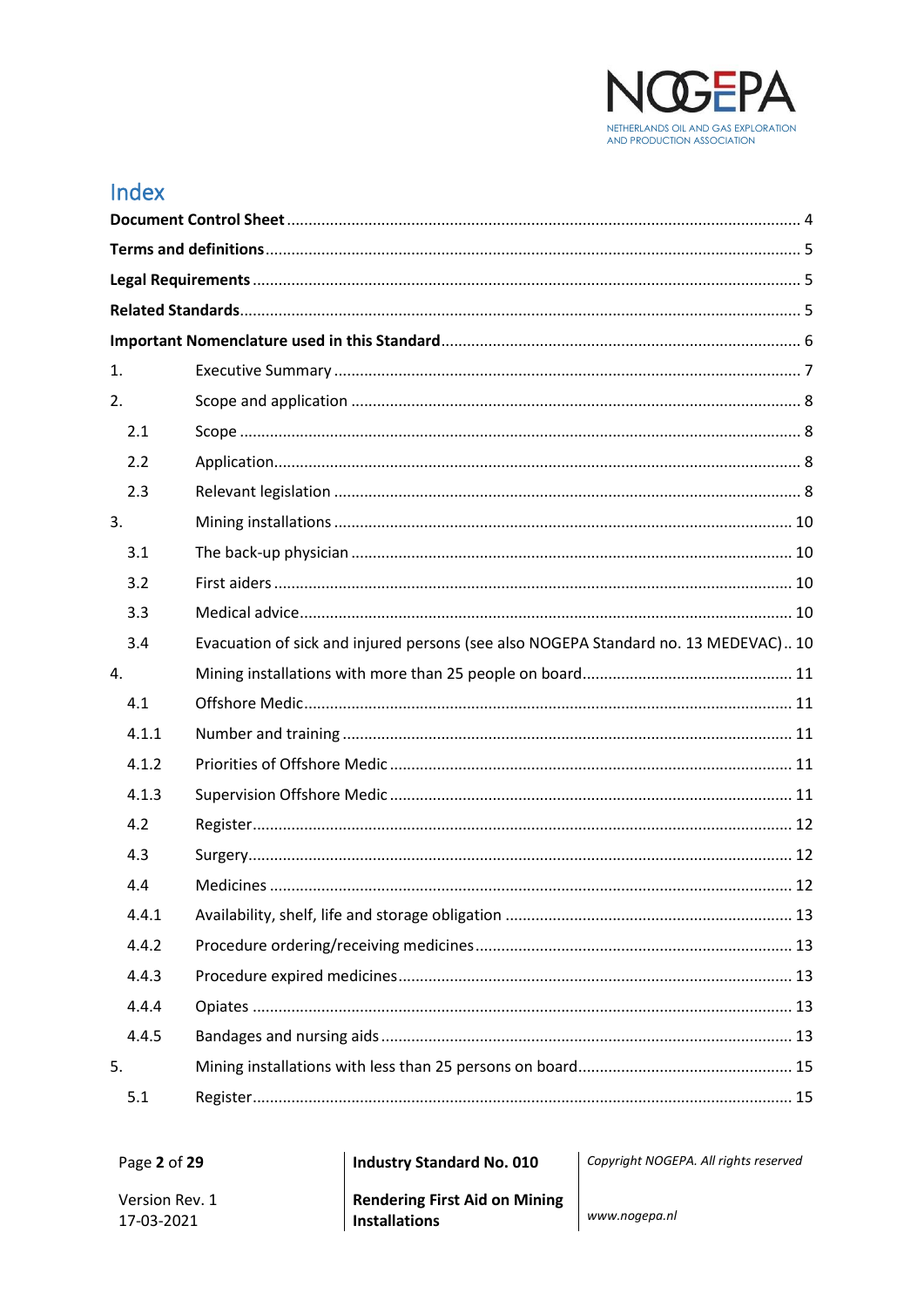# Index

**Document Control Sheet** ..... 4

**Terms and definitions** ..... 5

**Legal Requirements** ..... 5

**Related Standards** ..... 5

**Important Nomenclature used in this Standard** ..... 6

1. Executive Summary ..... 7

2. Scope and application ..... 8

   2.1 Scope ..... 8

   2.2 Application ..... 8

   2.3 Relevant legislation ..... 8

3. Mining installations ..... 10

   3.1 The back-up physician ..... 10

   3.2 First aiders ..... 10

   3.3 Medical advice ..... 10

   3.4 Evacuation of sick and injured persons (see also NOGEPA Standard no. 13 MEDEVAC) .. 10

4. Mining installations with more than 25 people on board ..... 11

   4.1 Offshore Medic ..... 11

   4.1.1 Number and training ..... 11

   4.1.2 Priorities of Offshore Medic ..... 11

   4.1.3 Supervision Offshore Medic ..... 11

   4.2 Register ..... 12

   4.3 Surgery ..... 12

   4.4 Medicines ..... 12

   4.4.1 Availability, shelf, life and storage obligation ..... 13

   4.4.2 Procedure ordering/receiving medicines ..... 13

   4.4.3 Procedure expired medicines ..... 13

   4.4.4 Opiates ..... 13

   4.4.5 Bandages and nursing aids ..... 13

5. Mining installations with less than 25 persons on board ..... 15

   5.1 Register ..... 15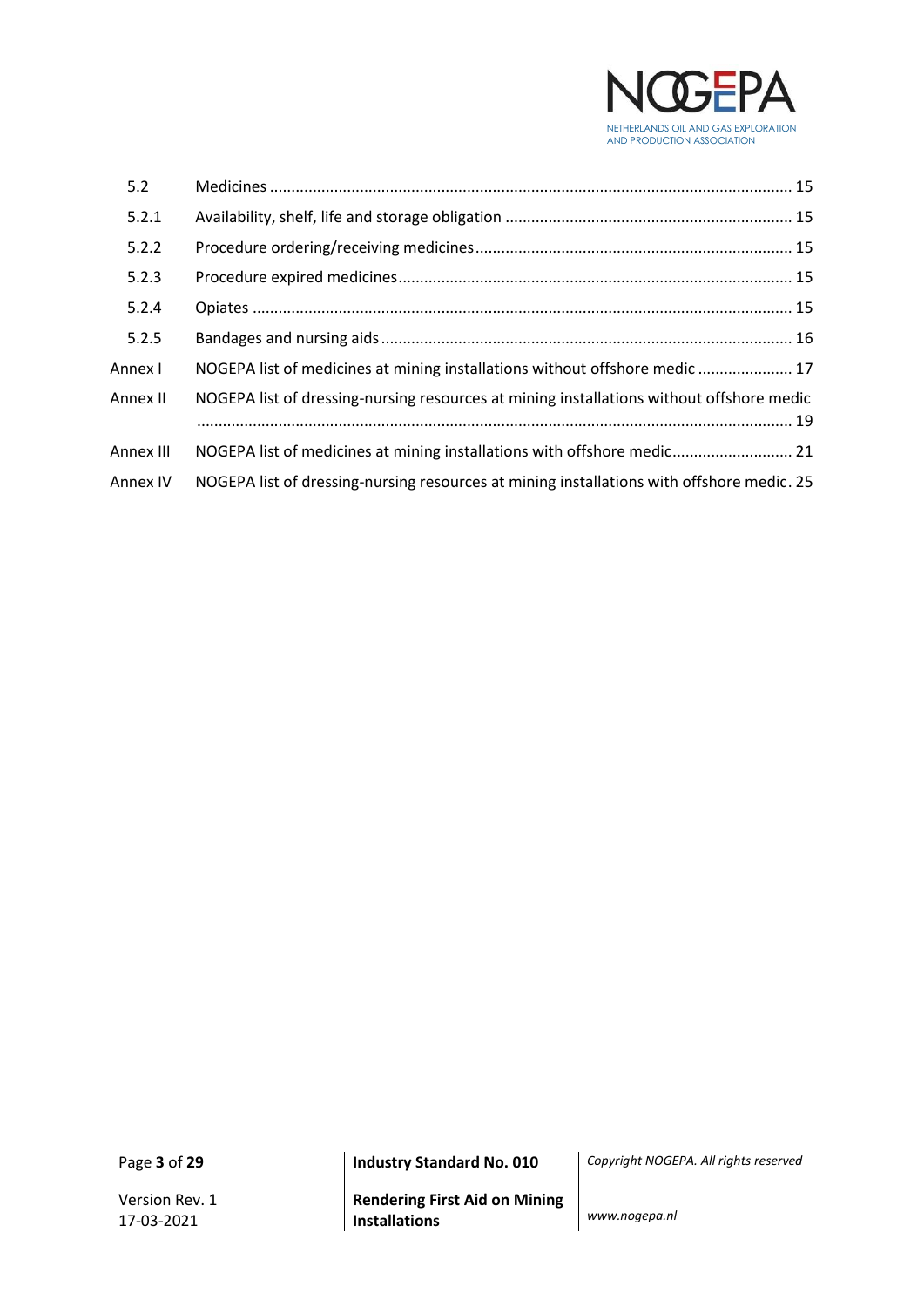| | | |
|---|---|---|
| 5.2 | Medicines | 15 |
| 5.2.1 | Availability, shelf, life and storage obligation | 15 |
| 5.2.2 | Procedure ordering/receiving medicines | 15 |
| 5.2.3 | Procedure expired medicines | 15 |
| 5.2.4 | Opiates | 15 |
| 5.2.5 | Bandages and nursing aids | 16 |
| Annex I | NOGEPA list of medicines at mining installations without offshore medic | 17 |
| Annex II | NOGEPA list of dressing-nursing resources at mining installations without offshore medic | 19 |
| Annex III | NOGEPA list of medicines at mining installations with offshore medic | 21 |
| Annex IV | NOGEPA list of dressing-nursing resources at mining installations with offshore medic | 25 |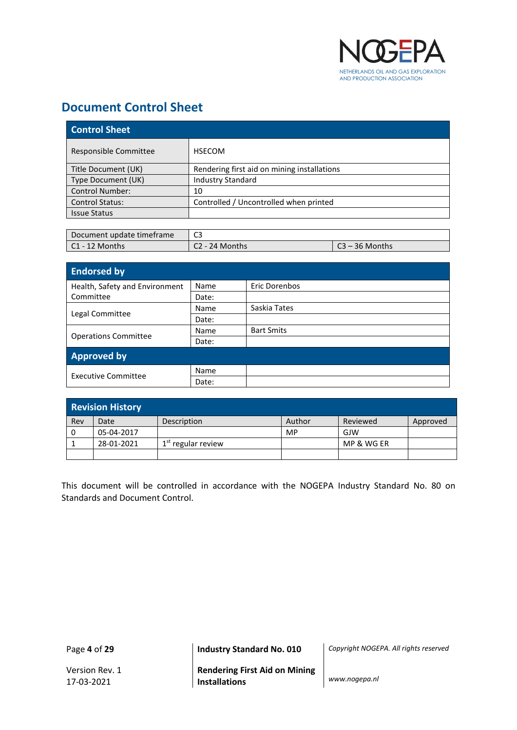# Document Control Sheet

| Control Sheet | | |
|---|---|---|
| Responsible Committee | HSECOM | |
| Title Document (UK) | Rendering first aid on mining installations | |
| Type Document (UK) | Industry Standard | |
| Control Number: | 10 | |
| Control Status: | Controlled / Uncontrolled when printed | |
| Issue Status | | |

| Document update timeframe | C3 | |
|---|---|---|
| C1 - 12 Months | C2 - 24 Months | C3 – 36 Months |

| Endorsed by | | |
|---|---|---|
| Health, Safety and Environment Committee | Name | Eric Dorenbos |
| | Date: | |
| Legal Committee | Name | Saskia Tates |
| | Date: | |
| Operations Committee | Name | Bart Smits |
| | Date: | |
| **Approved by** | | |
| Executive Committee | Name | |
| | Date: | |

| Revision History | | | | | |
|---|---|---|---|---|---|
| Rev | Date | Description | Author | Reviewed | Approved |
| 0 | 05-04-2017 | | MP | GJW | |
| 1 | 28-01-2021 | 1st regular review | | MP & WG ER | |
| | | | | | |

This document will be controlled in accordance with the NOGEPA Industry Standard No. 80 on Standards and Document Control.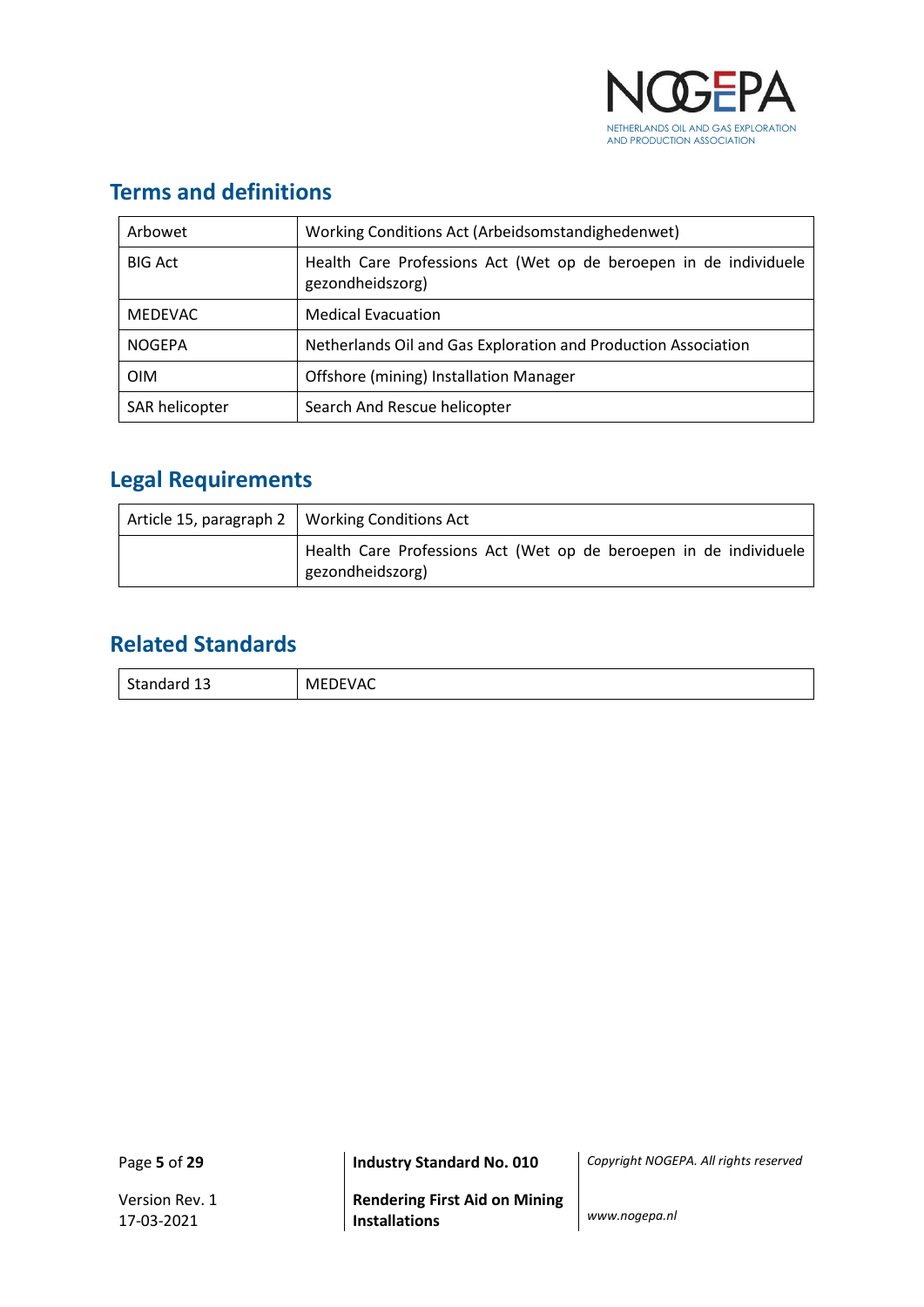## Terms and definitions

| | |
|---|---|
| Arbowet | Working Conditions Act (Arbeidsomstandighedenwet) |
| BIG Act | Health Care Professions Act (Wet op de beroepen in de individuele gezondheidszorg) |
| MEDEVAC | Medical Evacuation |
| NOGEPA | Netherlands Oil and Gas Exploration and Production Association |
| OIM | Offshore (mining) Installation Manager |
| SAR helicopter | Search And Rescue helicopter |

## Legal Requirements

| | |
|---|---|
| Article 15, paragraph 2 | Working Conditions Act |
| | Health Care Professions Act (Wet op de beroepen in de individuele gezondheidszorg) |

## Related Standards

| | |
|---|---|
| Standard 13 | MEDEVAC |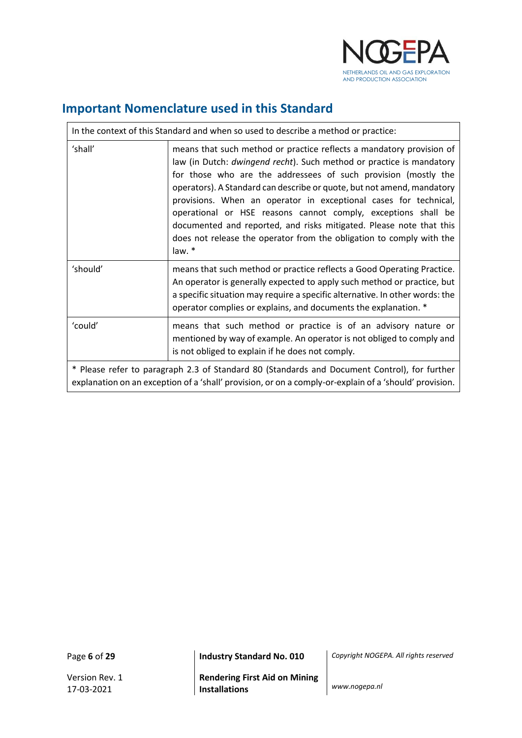## Important Nomenclature used in this Standard

| In the context of this Standard and when so used to describe a method or practice: | |
|---|---|
| 'shall' | means that such method or practice reflects a mandatory provision of law (in Dutch: *dwingend recht*). Such method or practice is mandatory for those who are the addressees of such provision (mostly the operators). A Standard can describe or quote, but not amend, mandatory provisions. When an operator in exceptional cases for technical, operational or HSE reasons cannot comply, exceptions shall be documented and reported, and risks mitigated. Please note that this does not release the operator from the obligation to comply with the law. * |
| 'should' | means that such method or practice reflects a Good Operating Practice. An operator is generally expected to apply such method or practice, but a specific situation may require a specific alternative. In other words: the operator complies or explains, and documents the explanation. * |
| 'could' | means that such method or practice is of an advisory nature or mentioned by way of example. An operator is not obliged to comply and is not obliged to explain if he does not comply. |
| * Please refer to paragraph 2.3 of Standard 80 (Standards and Document Control), for further explanation on an exception of a 'shall' provision, or on a comply-or-explain of a 'should' provision. | |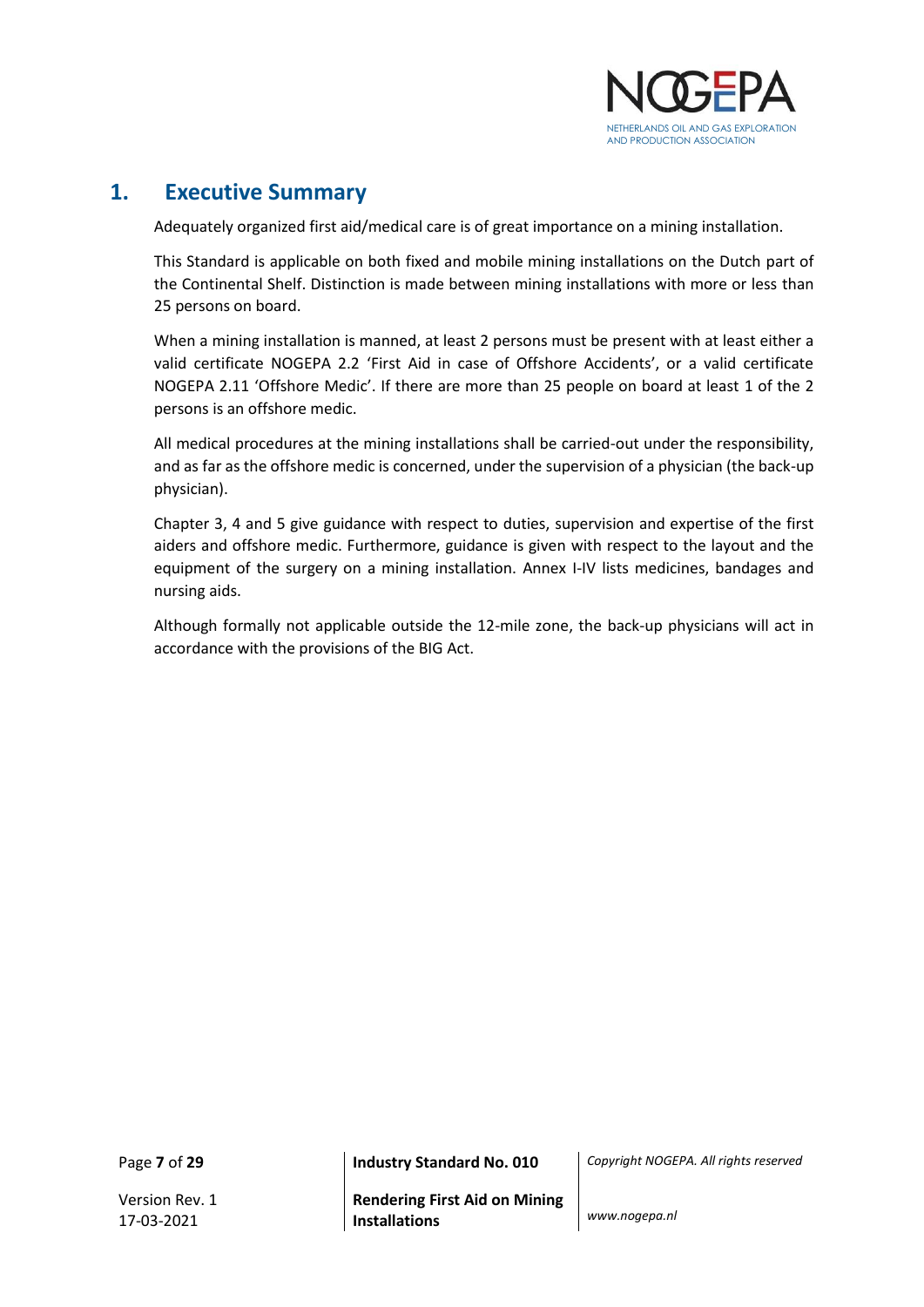# 1. Executive Summary

Adequately organized first aid/medical care is of great importance on a mining installation.

This Standard is applicable on both fixed and mobile mining installations on the Dutch part of the Continental Shelf. Distinction is made between mining installations with more or less than 25 persons on board.

When a mining installation is manned, at least 2 persons must be present with at least either a valid certificate NOGEPA 2.2 'First Aid in case of Offshore Accidents', or a valid certificate NOGEPA 2.11 'Offshore Medic'. If there are more than 25 people on board at least 1 of the 2 persons is an offshore medic.

All medical procedures at the mining installations shall be carried-out under the responsibility, and as far as the offshore medic is concerned, under the supervision of a physician (the back-up physician).

Chapter 3, 4 and 5 give guidance with respect to duties, supervision and expertise of the first aiders and offshore medic. Furthermore, guidance is given with respect to the layout and the equipment of the surgery on a mining installation. Annex I-IV lists medicines, bandages and nursing aids.

Although formally not applicable outside the 12-mile zone, the back-up physicians will act in accordance with the provisions of the BIG Act.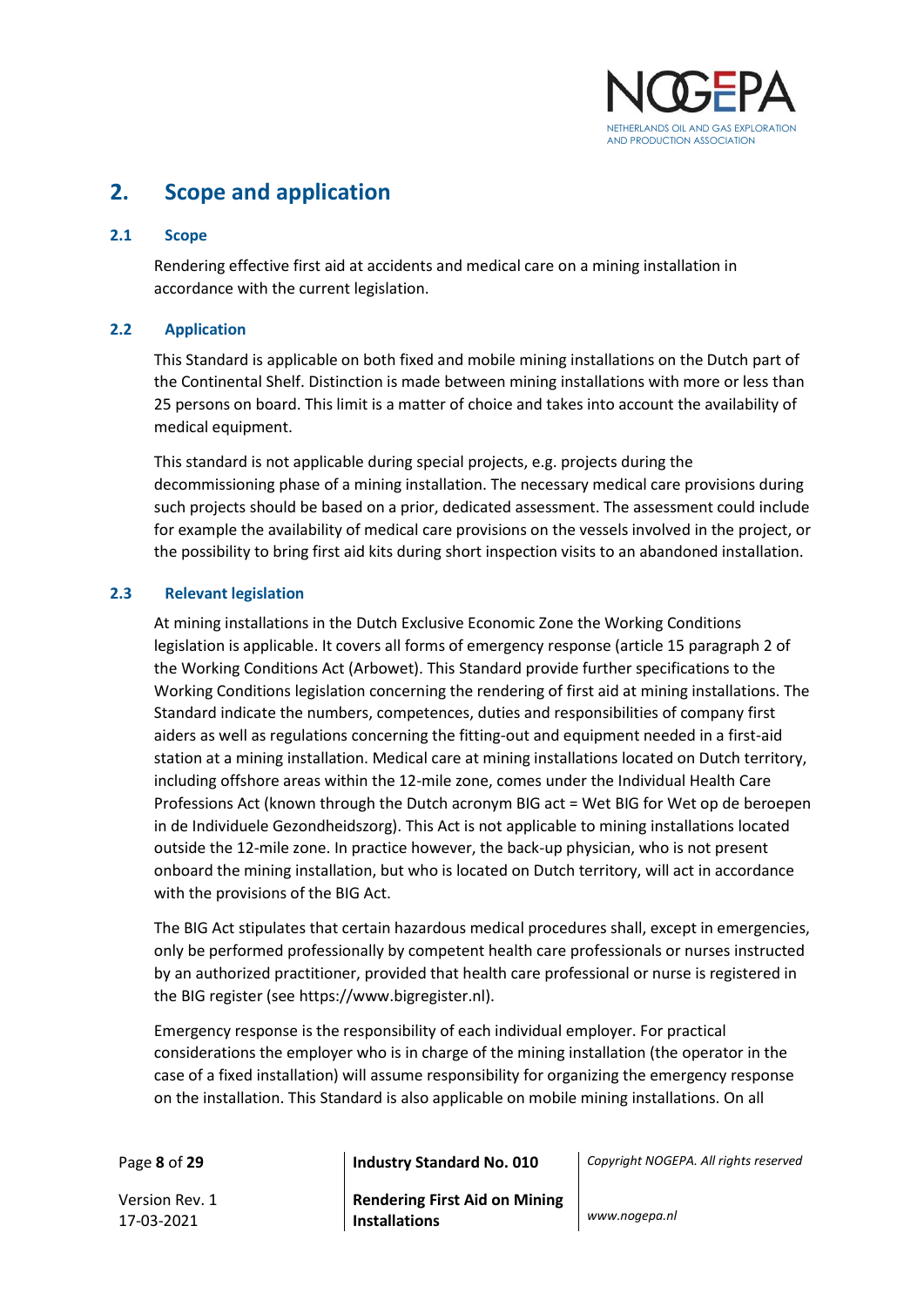## 2. Scope and application

### 2.1 Scope

Rendering effective first aid at accidents and medical care on a mining installation in accordance with the current legislation.

### 2.2 Application

This Standard is applicable on both fixed and mobile mining installations on the Dutch part of the Continental Shelf. Distinction is made between mining installations with more or less than 25 persons on board. This limit is a matter of choice and takes into account the availability of medical equipment.

This standard is not applicable during special projects, e.g. projects during the decommissioning phase of a mining installation. The necessary medical care provisions during such projects should be based on a prior, dedicated assessment. The assessment could include for example the availability of medical care provisions on the vessels involved in the project, or the possibility to bring first aid kits during short inspection visits to an abandoned installation.

### 2.3 Relevant legislation

At mining installations in the Dutch Exclusive Economic Zone the Working Conditions legislation is applicable. It covers all forms of emergency response (article 15 paragraph 2 of the Working Conditions Act (Arbowet). This Standard provide further specifications to the Working Conditions legislation concerning the rendering of first aid at mining installations. The Standard indicate the numbers, competences, duties and responsibilities of company first aiders as well as regulations concerning the fitting-out and equipment needed in a first-aid station at a mining installation. Medical care at mining installations located on Dutch territory, including offshore areas within the 12-mile zone, comes under the Individual Health Care Professions Act (known through the Dutch acronym BIG act = Wet BIG for Wet op de beroepen in de Individuele Gezondheidszorg). This Act is not applicable to mining installations located outside the 12-mile zone. In practice however, the back-up physician, who is not present onboard the mining installation, but who is located on Dutch territory, will act in accordance with the provisions of the BIG Act.

The BIG Act stipulates that certain hazardous medical procedures shall, except in emergencies, only be performed professionally by competent health care professionals or nurses instructed by an authorized practitioner, provided that health care professional or nurse is registered in the BIG register (see https://www.bigregister.nl).

Emergency response is the responsibility of each individual employer. For practical considerations the employer who is in charge of the mining installation (the operator in the case of a fixed installation) will assume responsibility for organizing the emergency response on the installation. This Standard is also applicable on mobile mining installations. On all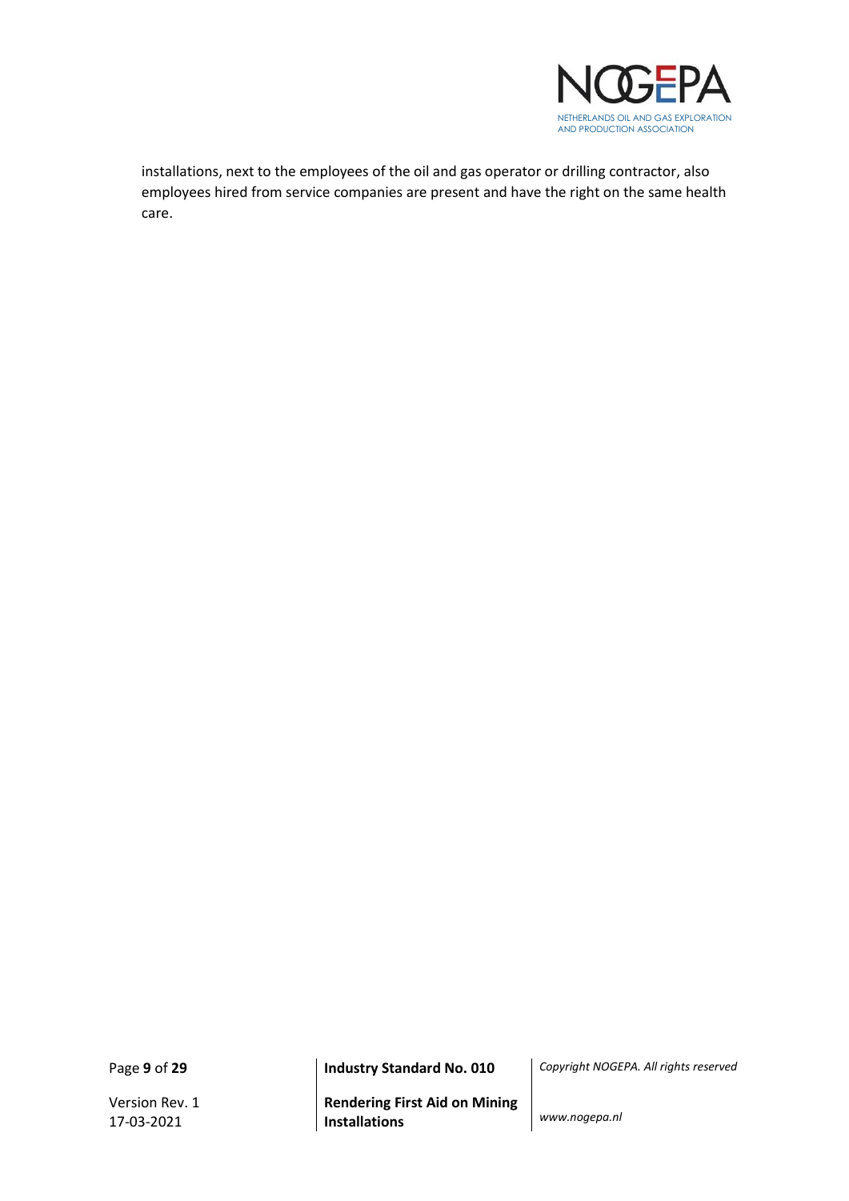installations, next to the employees of the oil and gas operator or drilling contractor, also employees hired from service companies are present and have the right on the same health care.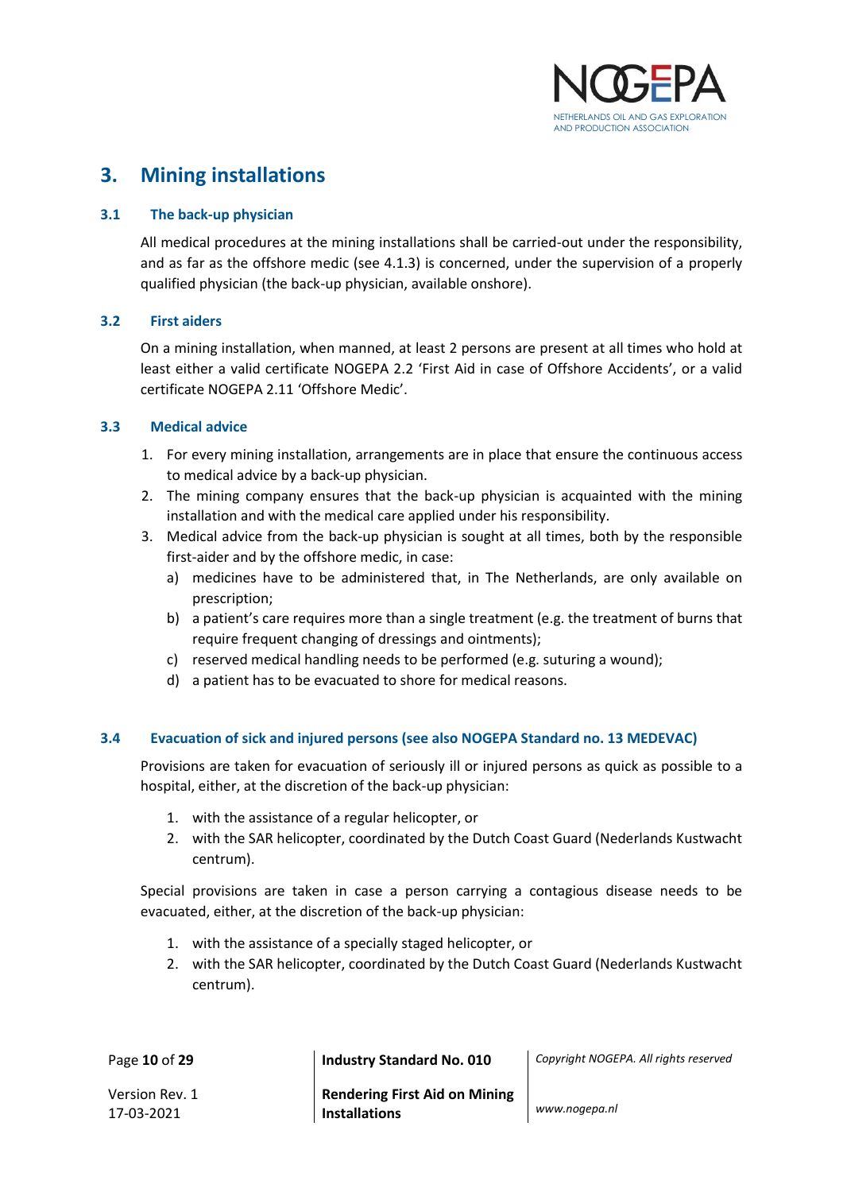# 3. Mining installations

## 3.1 The back-up physician

All medical procedures at the mining installations shall be carried-out under the responsibility, and as far as the offshore medic (see 4.1.3) is concerned, under the supervision of a properly qualified physician (the back-up physician, available onshore).

## 3.2 First aiders

On a mining installation, when manned, at least 2 persons are present at all times who hold at least either a valid certificate NOGEPA 2.2 'First Aid in case of Offshore Accidents', or a valid certificate NOGEPA 2.11 'Offshore Medic'.

## 3.3 Medical advice

1. For every mining installation, arrangements are in place that ensure the continuous access to medical advice by a back-up physician.
2. The mining company ensures that the back-up physician is acquainted with the mining installation and with the medical care applied under his responsibility.
3. Medical advice from the back-up physician is sought at all times, both by the responsible first-aider and by the offshore medic, in case:
   a) medicines have to be administered that, in The Netherlands, are only available on prescription;
   b) a patient's care requires more than a single treatment (e.g. the treatment of burns that require frequent changing of dressings and ointments);
   c) reserved medical handling needs to be performed (e.g. suturing a wound);
   d) a patient has to be evacuated to shore for medical reasons.

## 3.4 Evacuation of sick and injured persons (see also NOGEPA Standard no. 13 MEDEVAC)

Provisions are taken for evacuation of seriously ill or injured persons as quick as possible to a hospital, either, at the discretion of the back-up physician:

1. with the assistance of a regular helicopter, or
2. with the SAR helicopter, coordinated by the Dutch Coast Guard (Nederlands Kustwacht centrum).

Special provisions are taken in case a person carrying a contagious disease needs to be evacuated, either, at the discretion of the back-up physician:

1. with the assistance of a specially staged helicopter, or
2. with the SAR helicopter, coordinated by the Dutch Coast Guard (Nederlands Kustwacht centrum).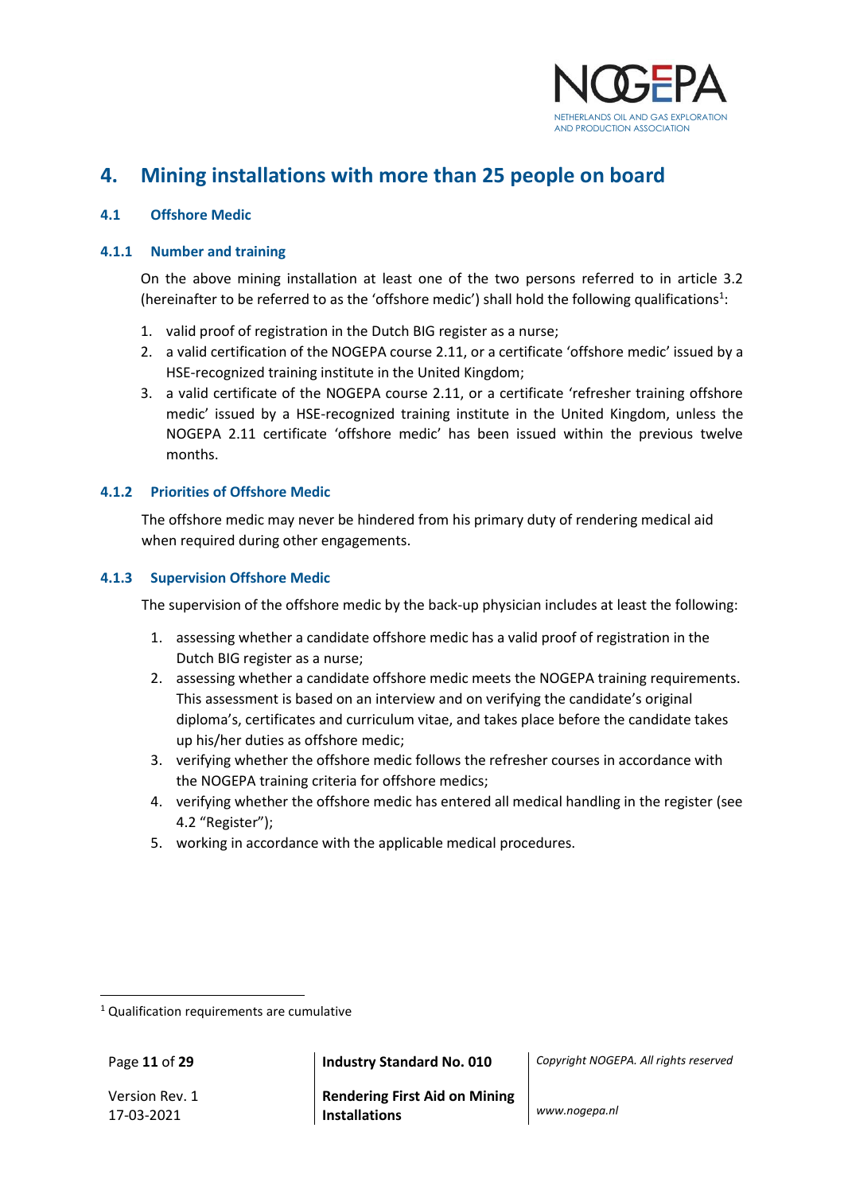# 4. Mining installations with more than 25 people on board

## 4.1 Offshore Medic

### 4.1.1 Number and training

On the above mining installation at least one of the two persons referred to in article 3.2 (hereinafter to be referred to as the 'offshore medic') shall hold the following qualifications[1]:

1. valid proof of registration in the Dutch BIG register as a nurse;
2. a valid certification of the NOGEPA course 2.11, or a certificate 'offshore medic' issued by a HSE-recognized training institute in the United Kingdom;
3. a valid certificate of the NOGEPA course 2.11, or a certificate 'refresher training offshore medic' issued by a HSE-recognized training institute in the United Kingdom, unless the NOGEPA 2.11 certificate 'offshore medic' has been issued within the previous twelve months.

### 4.1.2 Priorities of Offshore Medic

The offshore medic may never be hindered from his primary duty of rendering medical aid when required during other engagements.

### 4.1.3 Supervision Offshore Medic

The supervision of the offshore medic by the back-up physician includes at least the following:

1. assessing whether a candidate offshore medic has a valid proof of registration in the Dutch BIG register as a nurse;
2. assessing whether a candidate offshore medic meets the NOGEPA training requirements. This assessment is based on an interview and on verifying the candidate's original diploma's, certificates and curriculum vitae, and takes place before the candidate takes up his/her duties as offshore medic;
3. verifying whether the offshore medic follows the refresher courses in accordance with the NOGEPA training criteria for offshore medics;
4. verifying whether the offshore medic has entered all medical handling in the register (see 4.2 "Register");
5. working in accordance with the applicable medical procedures.

[1] Qualification requirements are cumulative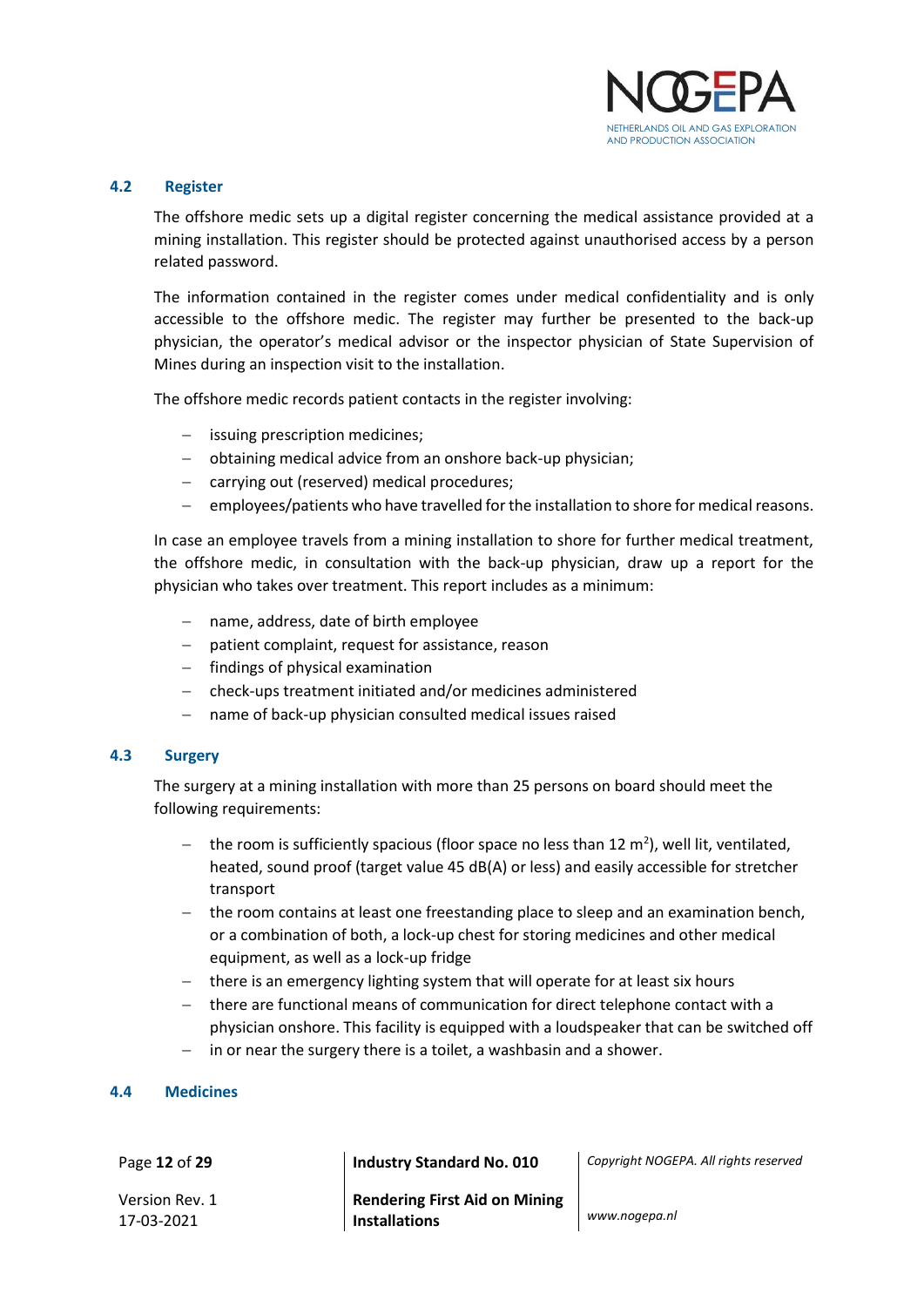## 4.2 Register

The offshore medic sets up a digital register concerning the medical assistance provided at a mining installation. This register should be protected against unauthorised access by a person related password.

The information contained in the register comes under medical confidentiality and is only accessible to the offshore medic. The register may further be presented to the back-up physician, the operator's medical advisor or the inspector physician of State Supervision of Mines during an inspection visit to the installation.

The offshore medic records patient contacts in the register involving:

- issuing prescription medicines;
- obtaining medical advice from an onshore back-up physician;
- carrying out (reserved) medical procedures;
- employees/patients who have travelled for the installation to shore for medical reasons.

In case an employee travels from a mining installation to shore for further medical treatment, the offshore medic, in consultation with the back-up physician, draw up a report for the physician who takes over treatment. This report includes as a minimum:

- name, address, date of birth employee
- patient complaint, request for assistance, reason
- findings of physical examination
- check-ups treatment initiated and/or medicines administered
- name of back-up physician consulted medical issues raised

## 4.3 Surgery

The surgery at a mining installation with more than 25 persons on board should meet the following requirements:

- the room is sufficiently spacious (floor space no less than 12 m$^2$), well lit, ventilated, heated, sound proof (target value 45 dB(A) or less) and easily accessible for stretcher transport
- the room contains at least one freestanding place to sleep and an examination bench, or a combination of both, a lock-up chest for storing medicines and other medical equipment, as well as a lock-up fridge
- there is an emergency lighting system that will operate for at least six hours
- there are functional means of communication for direct telephone contact with a physician onshore. This facility is equipped with a loudspeaker that can be switched off
- in or near the surgery there is a toilet, a washbasin and a shower.

## 4.4 Medicines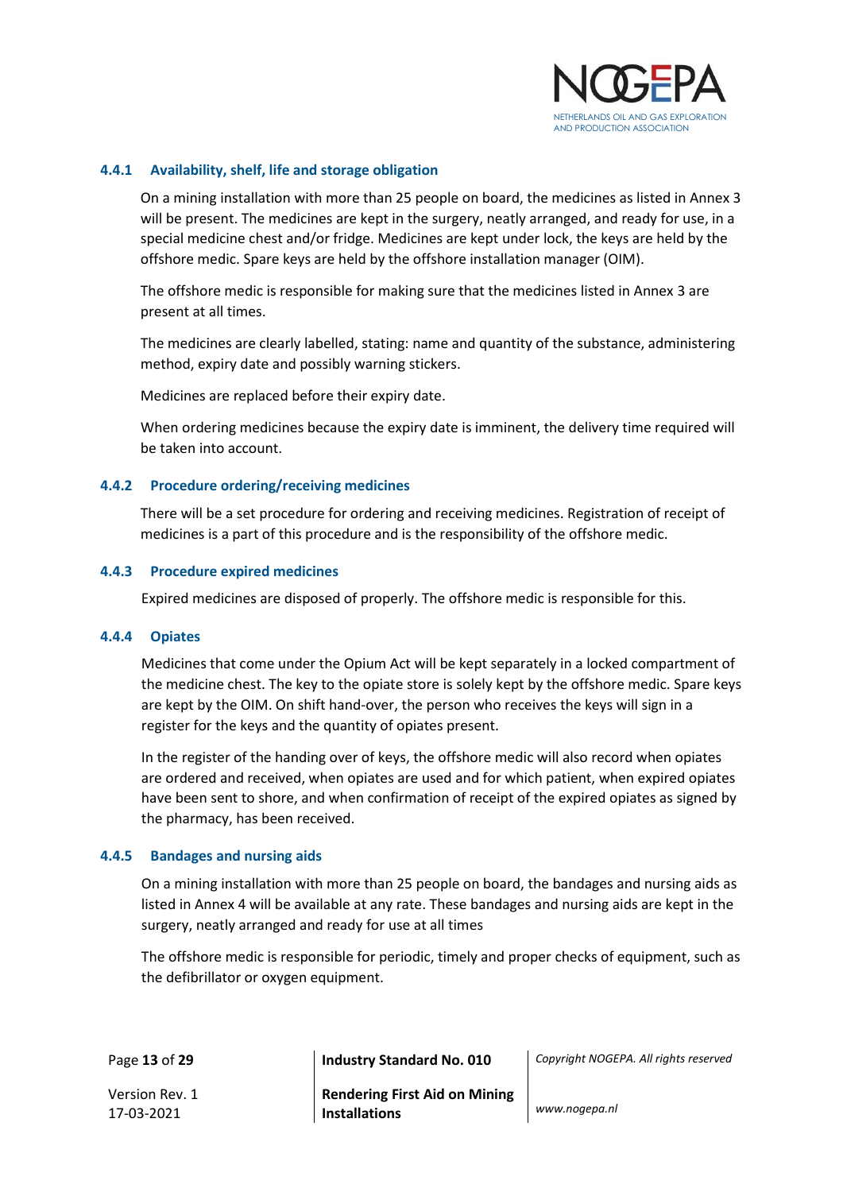### 4.4.1 Availability, shelf, life and storage obligation

On a mining installation with more than 25 people on board, the medicines as listed in Annex 3 will be present. The medicines are kept in the surgery, neatly arranged, and ready for use, in a special medicine chest and/or fridge. Medicines are kept under lock, the keys are held by the offshore medic. Spare keys are held by the offshore installation manager (OIM).

The offshore medic is responsible for making sure that the medicines listed in Annex 3 are present at all times.

The medicines are clearly labelled, stating: name and quantity of the substance, administering method, expiry date and possibly warning stickers.

Medicines are replaced before their expiry date.

When ordering medicines because the expiry date is imminent, the delivery time required will be taken into account.

### 4.4.2 Procedure ordering/receiving medicines

There will be a set procedure for ordering and receiving medicines. Registration of receipt of medicines is a part of this procedure and is the responsibility of the offshore medic.

### 4.4.3 Procedure expired medicines

Expired medicines are disposed of properly. The offshore medic is responsible for this.

### 4.4.4 Opiates

Medicines that come under the Opium Act will be kept separately in a locked compartment of the medicine chest. The key to the opiate store is solely kept by the offshore medic. Spare keys are kept by the OIM. On shift hand-over, the person who receives the keys will sign in a register for the keys and the quantity of opiates present.

In the register of the handing over of keys, the offshore medic will also record when opiates are ordered and received, when opiates are used and for which patient, when expired opiates have been sent to shore, and when confirmation of receipt of the expired opiates as signed by the pharmacy, has been received.

### 4.4.5 Bandages and nursing aids

On a mining installation with more than 25 people on board, the bandages and nursing aids as listed in Annex 4 will be available at any rate. These bandages and nursing aids are kept in the surgery, neatly arranged and ready for use at all times

The offshore medic is responsible for periodic, timely and proper checks of equipment, such as the defibrillator or oxygen equipment.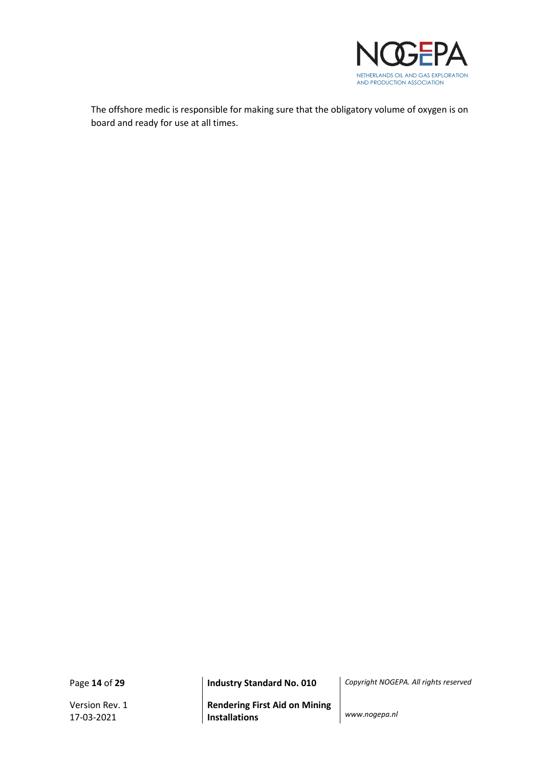The offshore medic is responsible for making sure that the obligatory volume of oxygen is on board and ready for use at all times.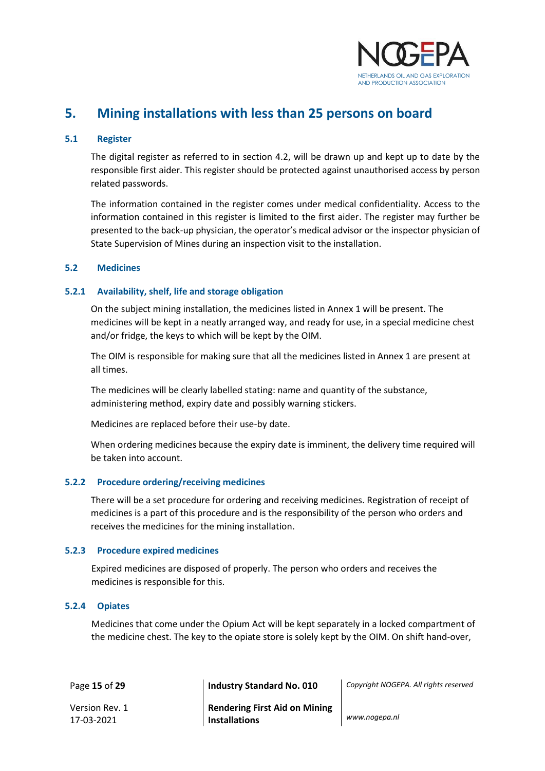# 5. Mining installations with less than 25 persons on board

## 5.1 Register

The digital register as referred to in section 4.2, will be drawn up and kept up to date by the responsible first aider. This register should be protected against unauthorised access by person related passwords.

The information contained in the register comes under medical confidentiality. Access to the information contained in this register is limited to the first aider. The register may further be presented to the back-up physician, the operator's medical advisor or the inspector physician of State Supervision of Mines during an inspection visit to the installation.

## 5.2 Medicines

### 5.2.1 Availability, shelf, life and storage obligation

On the subject mining installation, the medicines listed in Annex 1 will be present. The medicines will be kept in a neatly arranged way, and ready for use, in a special medicine chest and/or fridge, the keys to which will be kept by the OIM.

The OIM is responsible for making sure that all the medicines listed in Annex 1 are present at all times.

The medicines will be clearly labelled stating: name and quantity of the substance, administering method, expiry date and possibly warning stickers.

Medicines are replaced before their use-by date.

When ordering medicines because the expiry date is imminent, the delivery time required will be taken into account.

### 5.2.2 Procedure ordering/receiving medicines

There will be a set procedure for ordering and receiving medicines. Registration of receipt of medicines is a part of this procedure and is the responsibility of the person who orders and receives the medicines for the mining installation.

### 5.2.3 Procedure expired medicines

Expired medicines are disposed of properly. The person who orders and receives the medicines is responsible for this.

### 5.2.4 Opiates

Medicines that come under the Opium Act will be kept separately in a locked compartment of the medicine chest. The key to the opiate store is solely kept by the OIM. On shift hand-over,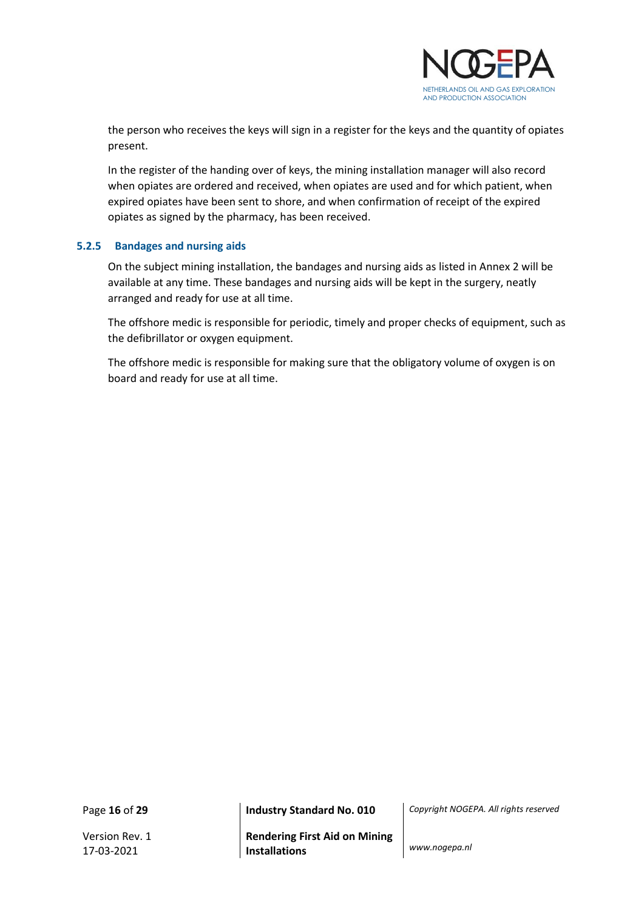the person who receives the keys will sign in a register for the keys and the quantity of opiates present.

In the register of the handing over of keys, the mining installation manager will also record when opiates are ordered and received, when opiates are used and for which patient, when expired opiates have been sent to shore, and when confirmation of receipt of the expired opiates as signed by the pharmacy, has been received.

### 5.2.5 Bandages and nursing aids

On the subject mining installation, the bandages and nursing aids as listed in Annex 2 will be available at any time. These bandages and nursing aids will be kept in the surgery, neatly arranged and ready for use at all time.

The offshore medic is responsible for periodic, timely and proper checks of equipment, such as the defibrillator or oxygen equipment.

The offshore medic is responsible for making sure that the obligatory volume of oxygen is on board and ready for use at all time.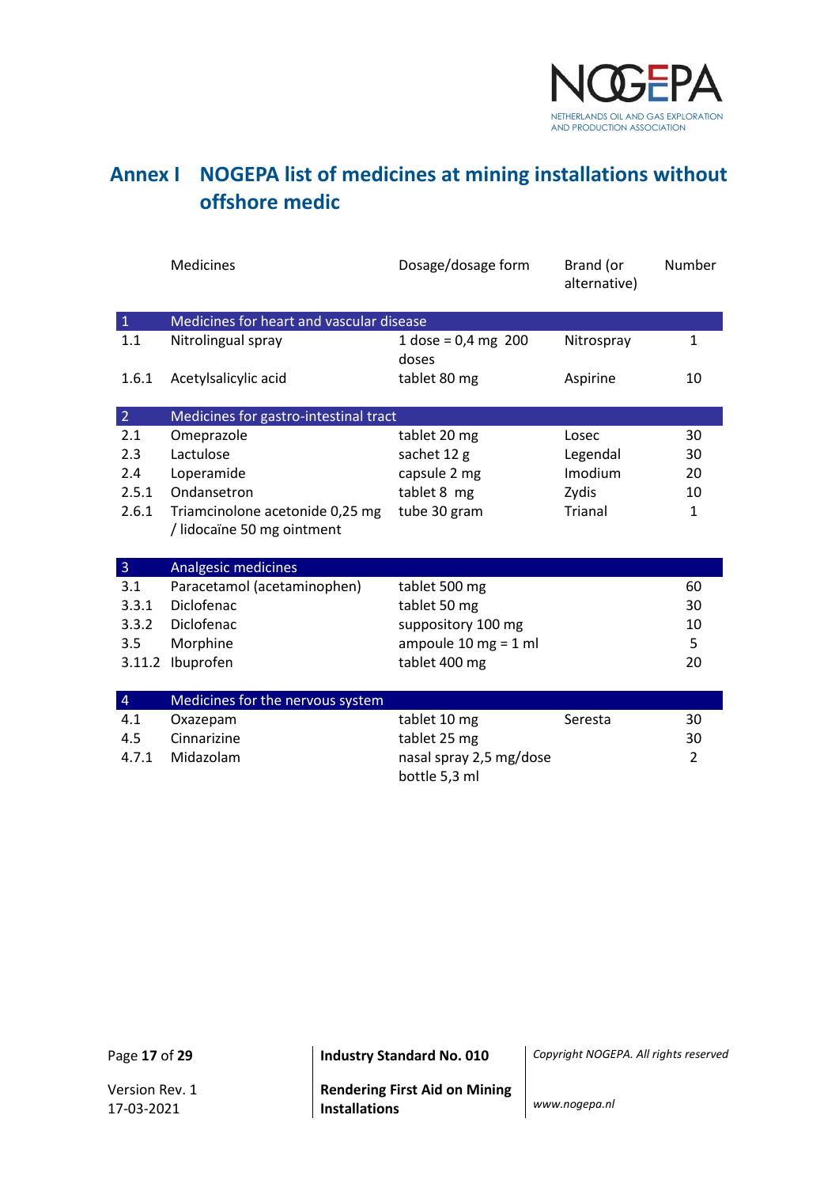# Annex I NOGEPA list of medicines at mining installations without offshore medic

| | Medicines | Dosage/dosage form | Brand (or alternative) | Number |
|---|---|---|---|---|
| **1** | **Medicines for heart and vascular disease** | | | |
| 1.1 | Nitrolingual spray | 1 dose = 0,4 mg 200 doses | Nitrospray | 1 |
| 1.6.1 | Acetylsalicylic acid | tablet 80 mg | Aspirine | 10 |
| **2** | **Medicines for gastro-intestinal tract** | | | |
| 2.1 | Omeprazole | tablet 20 mg | Losec | 30 |
| 2.3 | Lactulose | sachet 12 g | Legendal | 30 |
| 2.4 | Loperamide | capsule 2 mg | Imodium | 20 |
| 2.5.1 | Ondansetron | tablet 8 mg | Zydis | 10 |
| 2.6.1 | Triamcinolone acetonide 0,25 mg / lidocaïne 50 mg ointment | tube 30 gram | Trianal | 1 |
| **3** | **Analgesic medicines** | | | |
| 3.1 | Paracetamol (acetaminophen) | tablet 500 mg | | 60 |
| 3.3.1 | Diclofenac | tablet 50 mg | | 30 |
| 3.3.2 | Diclofenac | suppository 100 mg | | 10 |
| 3.5 | Morphine | ampoule 10 mg = 1 ml | | 5 |
| 3.11.2 | Ibuprofen | tablet 400 mg | | 20 |
| **4** | **Medicines for the nervous system** | | | |
| 4.1 | Oxazepam | tablet 10 mg | Seresta | 30 |
| 4.5 | Cinnarizine | tablet 25 mg | | 30 |
| 4.7.1 | Midazolam | nasal spray 2,5 mg/dose bottle 5,3 ml | | 2 |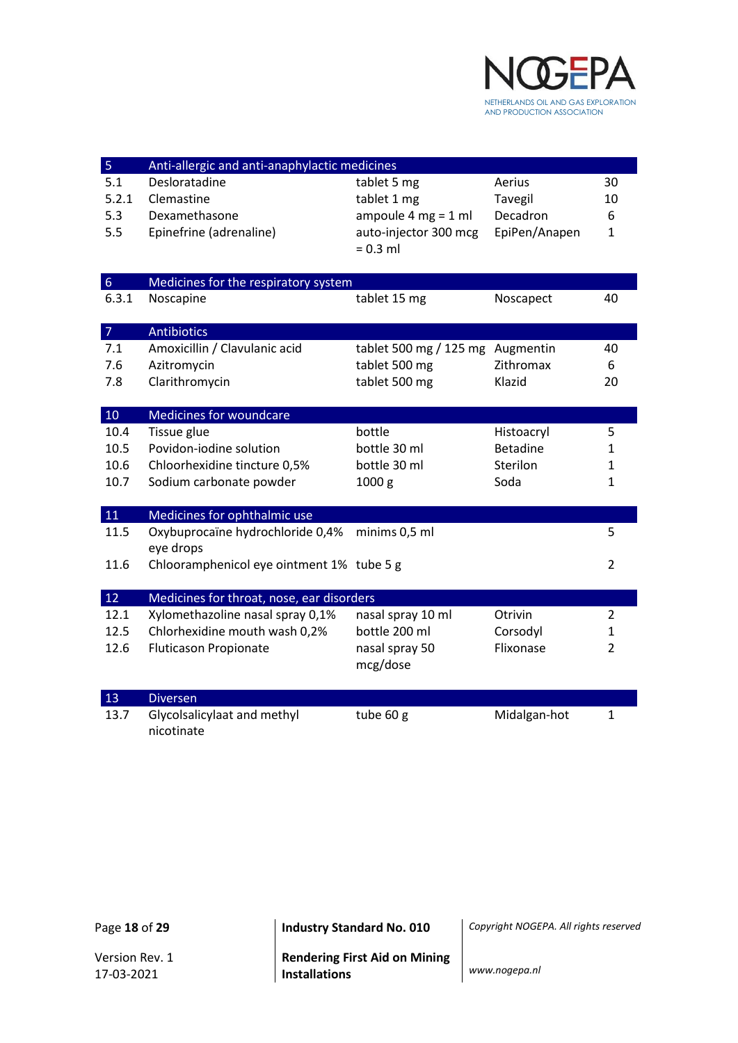| | | | | |
|---|---|---|---|---|
| **5** | **Anti-allergic and anti-anaphylactic medicines** | | | |
| 5.1 | Desloratadine | tablet 5 mg | Aerius | 30 |
| 5.2.1 | Clemastine | tablet 1 mg | Tavegil | 10 |
| 5.3 | Dexamethasone | ampoule 4 mg = 1 ml | Decadron | 6 |
| 5.5 | Epinefrine (adrenaline) | auto-injector 300 mcg = 0.3 ml | EpiPen/Anapen | 1 |
| **6** | **Medicines for the respiratory system** | | | |
| 6.3.1 | Noscapine | tablet 15 mg | Noscapect | 40 |
| **7** | **Antibiotics** | | | |
| 7.1 | Amoxicillin / Clavulanic acid | tablet 500 mg / 125 mg | Augmentin | 40 |
| 7.6 | Azitromycin | tablet 500 mg | Zithromax | 6 |
| 7.8 | Clarithromycin | tablet 500 mg | Klazid | 20 |
| **10** | **Medicines for woundcare** | | | |
| 10.4 | Tissue glue | bottle | Histoacryl | 5 |
| 10.5 | Povidon-iodine solution | bottle 30 ml | Betadine | 1 |
| 10.6 | Chloorhexidine tincture 0,5% | bottle 30 ml | Sterilon | 1 |
| 10.7 | Sodium carbonate powder | 1000 g | Soda | 1 |
| **11** | **Medicines for ophthalmic use** | | | |
| 11.5 | Oxybuprocaïne hydrochloride 0,4% eye drops | minims 0,5 ml | | 5 |
| 11.6 | Chlooramphenicol eye ointment 1% | tube 5 g | | 2 |
| **12** | **Medicines for throat, nose, ear disorders** | | | |
| 12.1 | Xylomethazoline nasal spray 0,1% | nasal spray 10 ml | Otrivin | 2 |
| 12.5 | Chlorhexidine mouth wash 0,2% | bottle 200 ml | Corsodyl | 1 |
| 12.6 | Fluticason Propionate | nasal spray 50 mcg/dose | Flixonase | 2 |
| **13** | **Diversen** | | | |
| 13.7 | Glycolsalicylaat and methyl nicotinate | tube 60 g | Midalgan-hot | 1 |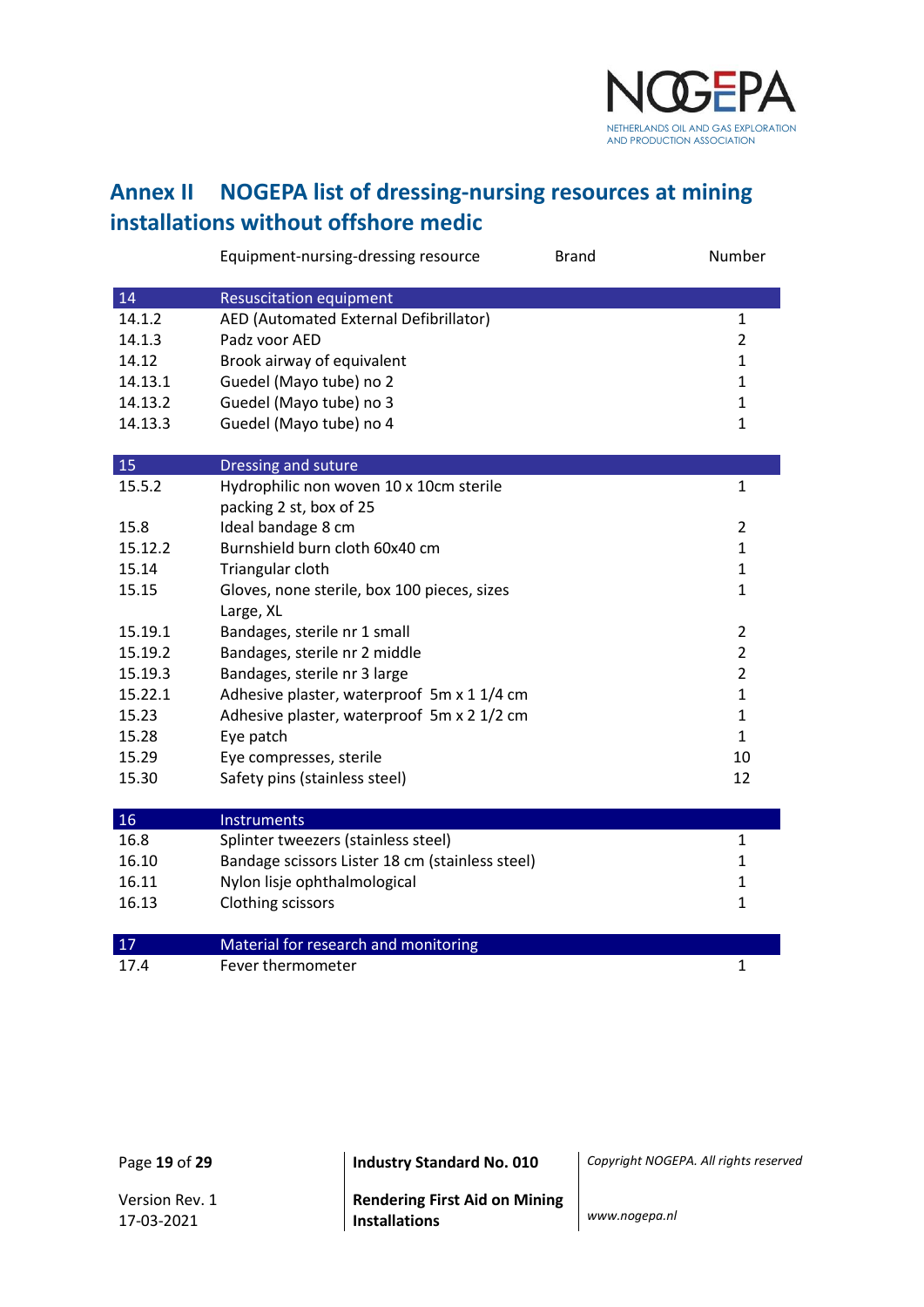## Annex II NOGEPA list of dressing-nursing resources at mining installations without offshore medic

| | Equipment-nursing-dressing resource | Brand | Number |
|---|---|---|---|
| **14** | **Resuscitation equipment** | | |
| 14.1.2 | AED (Automated External Defibrillator) | | 1 |
| 14.1.3 | Padz voor AED | | 2 |
| 14.12 | Brook airway of equivalent | | 1 |
| 14.13.1 | Guedel (Mayo tube) no 2 | | 1 |
| 14.13.2 | Guedel (Mayo tube) no 3 | | 1 |
| 14.13.3 | Guedel (Mayo tube) no 4 | | 1 |
| **15** | **Dressing and suture** | | |
| 15.5.2 | Hydrophilic non woven 10 x 10cm sterile packing 2 st, box of 25 | | 1 |
| 15.8 | Ideal bandage 8 cm | | 2 |
| 15.12.2 | Burnshield burn cloth 60x40 cm | | 1 |
| 15.14 | Triangular cloth | | 1 |
| 15.15 | Gloves, none sterile, box 100 pieces, sizes Large, XL | | 1 |
| 15.19.1 | Bandages, sterile nr 1 small | | 2 |
| 15.19.2 | Bandages, sterile nr 2 middle | | 2 |
| 15.19.3 | Bandages, sterile nr 3 large | | 2 |
| 15.22.1 | Adhesive plaster, waterproof 5m x 1 1/4 cm | | 1 |
| 15.23 | Adhesive plaster, waterproof 5m x 2 1/2 cm | | 1 |
| 15.28 | Eye patch | | 1 |
| 15.29 | Eye compresses, sterile | | 10 |
| 15.30 | Safety pins (stainless steel) | | 12 |
| **16** | **Instruments** | | |
| 16.8 | Splinter tweezers (stainless steel) | | 1 |
| 16.10 | Bandage scissors Lister 18 cm (stainless steel) | | 1 |
| 16.11 | Nylon lisje ophthalmological | | 1 |
| 16.13 | Clothing scissors | | 1 |
| **17** | **Material for research and monitoring** | | |
| 17.4 | Fever thermometer | | 1 |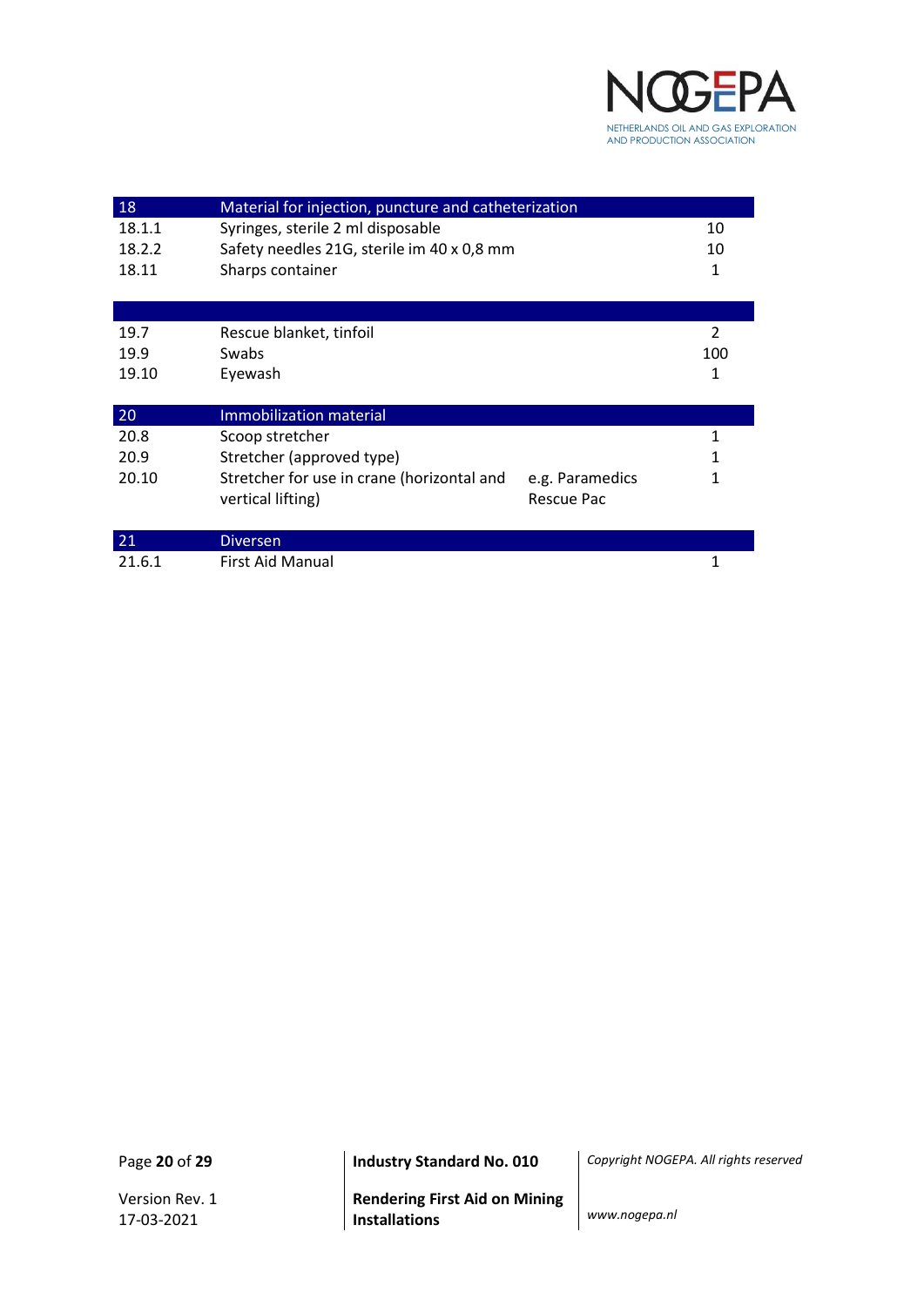| 18 | Material for injection, puncture and catheterization | | |
|---|---|---|---|
| 18.1.1 | Syringes, sterile 2 ml disposable | | 10 |
| 18.2.2 | Safety needles 21G, sterile im 40 x 0,8 mm | | 10 |
| 18.11 | Sharps container | | 1 |
| | | | |
| 19.7 | Rescue blanket, tinfoil | | 2 |
| 19.9 | Swabs | | 100 |
| 19.10 | Eyewash | | 1 |
| **20** | **Immobilization material** | | |
| 20.8 | Scoop stretcher | | 1 |
| 20.9 | Stretcher (approved type) | | 1 |
| 20.10 | Stretcher for use in crane (horizontal and vertical lifting) | e.g. Paramedics Rescue Pac | 1 |
| **21** | **Diversen** | | |
| 21.6.1 | First Aid Manual | | 1 |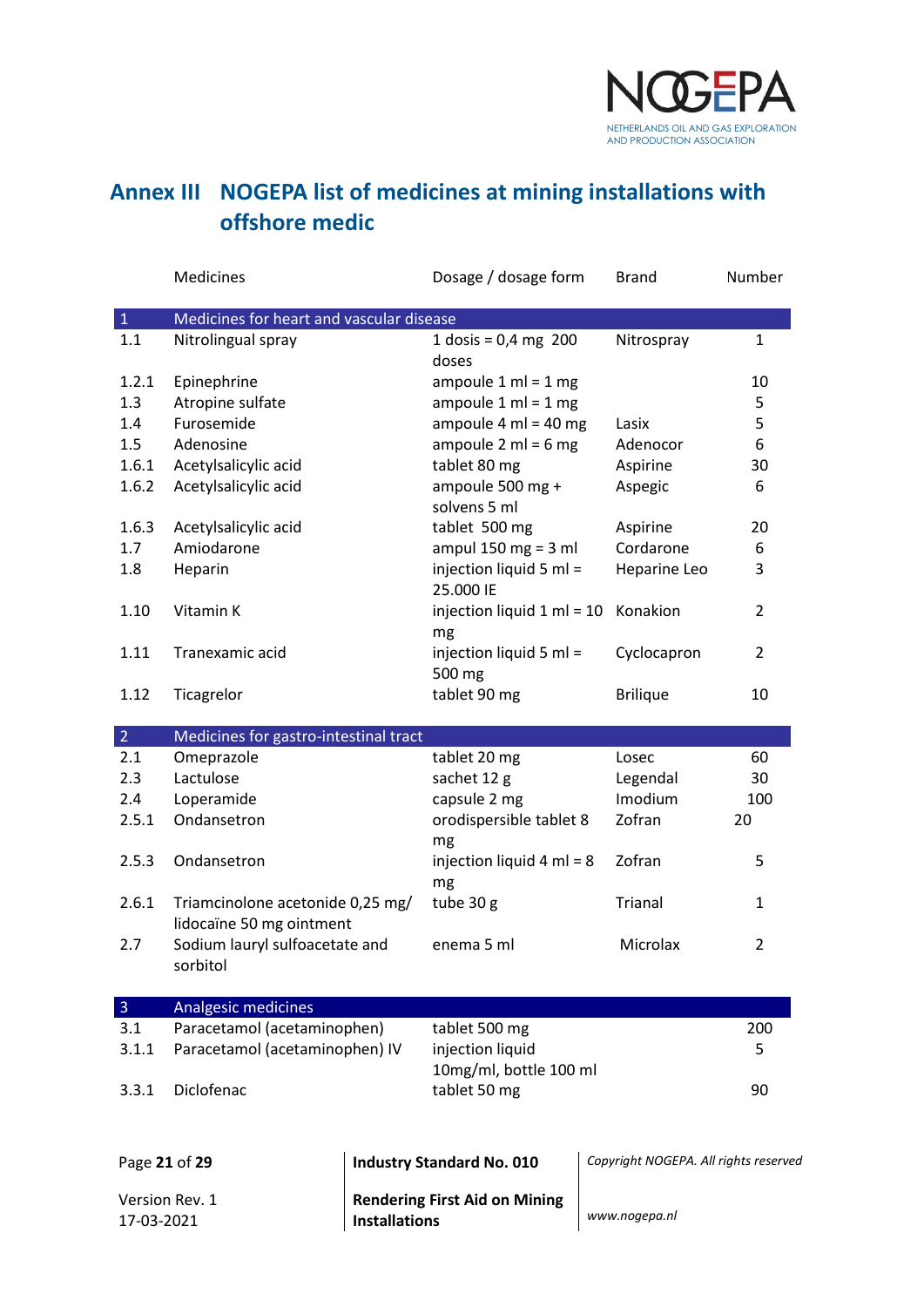# Annex III NOGEPA list of medicines at mining installations with offshore medic

| | Medicines | Dosage / dosage form | Brand | Number |
|---|---|---|---|---|
| **1** | **Medicines for heart and vascular disease** | | | |
| 1.1 | Nitrolingual spray | 1 dosis = 0,4 mg 200 doses | Nitrospray | 1 |
| 1.2.1 | Epinephrine | ampoule 1 ml = 1 mg | | 10 |
| 1.3 | Atropine sulfate | ampoule 1 ml = 1 mg | | 5 |
| 1.4 | Furosemide | ampoule 4 ml = 40 mg | Lasix | 5 |
| 1.5 | Adenosine | ampoule 2 ml = 6 mg | Adenocor | 6 |
| 1.6.1 | Acetylsalicylic acid | tablet 80 mg | Aspirine | 30 |
| 1.6.2 | Acetylsalicylic acid | ampoule 500 mg + solvens 5 ml | Aspegic | 6 |
| 1.6.3 | Acetylsalicylic acid | tablet 500 mg | Aspirine | 20 |
| 1.7 | Amiodarone | ampul 150 mg = 3 ml | Cordarone | 6 |
| 1.8 | Heparin | injection liquid 5 ml = 25.000 IE | Heparine Leo | 3 |
| 1.10 | Vitamin K | injection liquid 1 ml = 10 mg | Konakion | 2 |
| 1.11 | Tranexamic acid | injection liquid 5 ml = 500 mg | Cyclocapron | 2 |
| 1.12 | Ticagrelor | tablet 90 mg | Brilique | 10 |
| **2** | **Medicines for gastro-intestinal tract** | | | |
| 2.1 | Omeprazole | tablet 20 mg | Losec | 60 |
| 2.3 | Lactulose | sachet 12 g | Legendal | 30 |
| 2.4 | Loperamide | capsule 2 mg | Imodium | 100 |
| 2.5.1 | Ondansetron | orodispersible tablet 8 mg | Zofran | 20 |
| 2.5.3 | Ondansetron | injection liquid 4 ml = 8 mg | Zofran | 5 |
| 2.6.1 | Triamcinolone acetonide 0,25 mg/ lidocaïne 50 mg ointment | tube 30 g | Trianal | 1 |
| 2.7 | Sodium lauryl sulfoacetate and sorbitol | enema 5 ml | Microlax | 2 |
| **3** | **Analgesic medicines** | | | |
| 3.1 | Paracetamol (acetaminophen) | tablet 500 mg | | 200 |
| 3.1.1 | Paracetamol (acetaminophen) IV | injection liquid 10mg/ml, bottle 100 ml | | 5 |
| 3.3.1 | Diclofenac | tablet 50 mg | | 90 |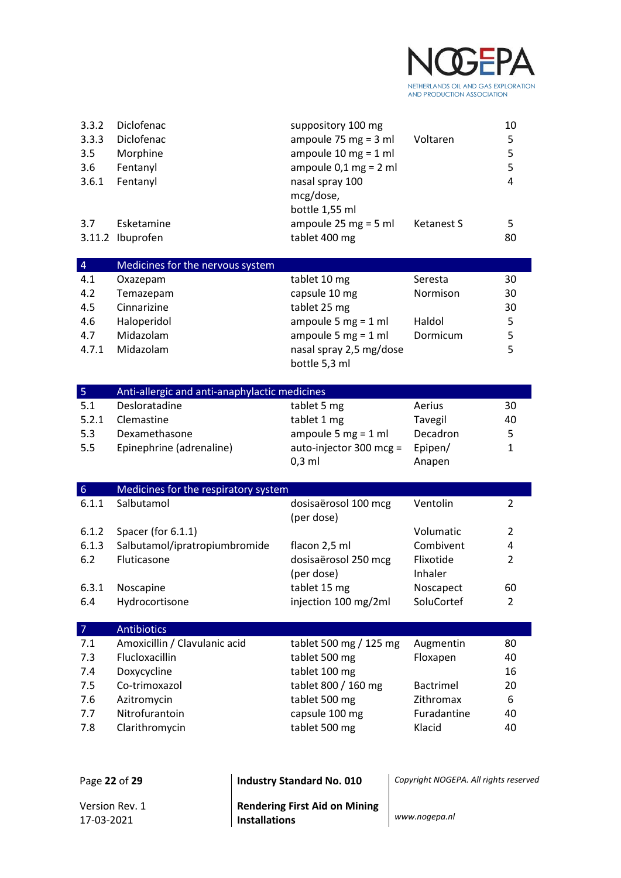| | | | | |
|---|---|---|---|---|
| 3.3.2 | Diclofenac | suppository 100 mg | | 10 |
| 3.3.3 | Diclofenac | ampoule 75 mg = 3 ml | Voltaren | 5 |
| 3.5 | Morphine | ampoule 10 mg = 1 ml | | 5 |
| 3.6 | Fentanyl | ampoule 0,1 mg = 2 ml | | 5 |
| 3.6.1 | Fentanyl | nasal spray 100 mcg/dose, bottle 1,55 ml | | 4 |
| 3.7 | Esketamine | ampoule 25 mg = 5 ml | Ketanest S | 5 |
| 3.11.2 | Ibuprofen | tablet 400 mg | | 80 |
| **4** | **Medicines for the nervous system** | | | |
| 4.1 | Oxazepam | tablet 10 mg | Seresta | 30 |
| 4.2 | Temazepam | capsule 10 mg | Normison | 30 |
| 4.5 | Cinnarizine | tablet 25 mg | | 30 |
| 4.6 | Haloperidol | ampoule 5 mg = 1 ml | Haldol | 5 |
| 4.7 | Midazolam | ampoule 5 mg = 1 ml | Dormicum | 5 |
| 4.7.1 | Midazolam | nasal spray 2,5 mg/dose bottle 5,3 ml | | 5 |
| **5** | **Anti-allergic and anti-anaphylactic medicines** | | | |
| 5.1 | Desloratadine | tablet 5 mg | Aerius | 30 |
| 5.2.1 | Clemastine | tablet 1 mg | Tavegil | 40 |
| 5.3 | Dexamethasone | ampoule 5 mg = 1 ml | Decadron | 5 |
| 5.5 | Epinephrine (adrenaline) | auto-injector 300 mcg = 0,3 ml | Epipen/ Anapen | 1 |
| **6** | **Medicines for the respiratory system** | | | |
| 6.1.1 | Salbutamol | dosisaërosol 100 mcg (per dose) | Ventolin | 2 |
| 6.1.2 | Spacer (for 6.1.1) | | Volumatic | 2 |
| 6.1.3 | Salbutamol/ipratropiumbromide | flacon 2,5 ml | Combivent | 4 |
| 6.2 | Fluticasone | dosisaërosol 250 mcg (per dose) | Flixotide Inhaler | 2 |
| 6.3.1 | Noscapine | tablet 15 mg | Noscapect | 60 |
| 6.4 | Hydrocortisone | injection 100 mg/2ml | SoluCortef | 2 |
| **7** | **Antibiotics** | | | |
| 7.1 | Amoxicillin / Clavulanic acid | tablet 500 mg / 125 mg | Augmentin | 80 |
| 7.3 | Flucloxacillin | tablet 500 mg | Floxapen | 40 |
| 7.4 | Doxycycline | tablet 100 mg | | 16 |
| 7.5 | Co-trimoxazol | tablet 800 / 160 mg | Bactrimel | 20 |
| 7.6 | Azitromycin | tablet 500 mg | Zithromax | 6 |
| 7.7 | Nitrofurantoin | capsule 100 mg | Furadantine | 40 |
| 7.8 | Clarithromycin | tablet 500 mg | Klacid | 40 |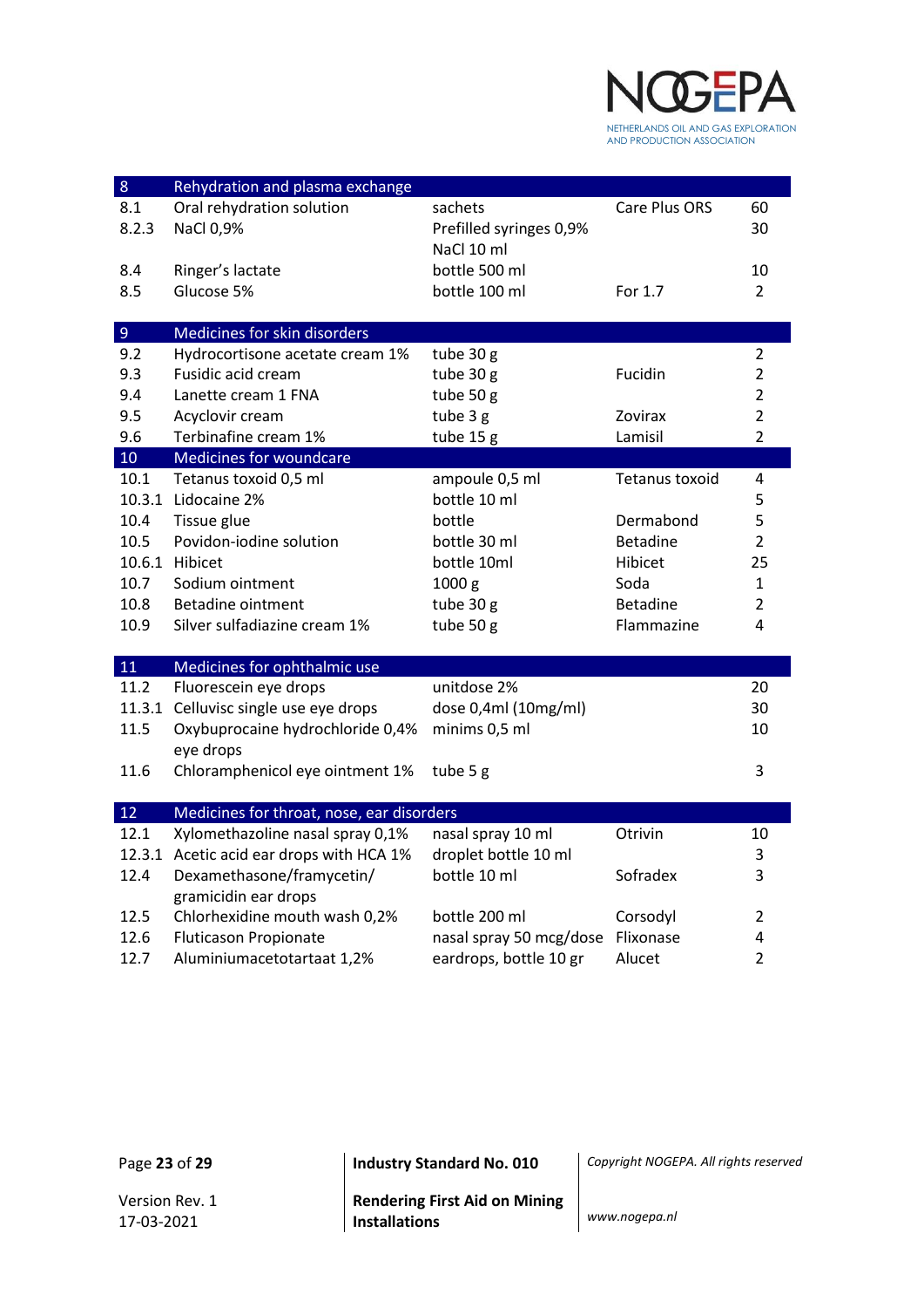| 8 | Rehydration and plasma exchange | | | |
|---|---|---|---|---|
| 8.1 | Oral rehydration solution | sachets | Care Plus ORS | 60 |
| 8.2.3 | NaCl 0,9% | Prefilled syringes 0,9% NaCl 10 ml | | 30 |
| 8.4 | Ringer's lactate | bottle 500 ml | | 10 |
| 8.5 | Glucose 5% | bottle 100 ml | For 1.7 | 2 |
| **9** | **Medicines for skin disorders** | | | |
| 9.2 | Hydrocortisone acetate cream 1% | tube 30 g | | 2 |
| 9.3 | Fusidic acid cream | tube 30 g | Fucidin | 2 |
| 9.4 | Lanette cream 1 FNA | tube 50 g | | 2 |
| 9.5 | Acyclovir cream | tube 3 g | Zovirax | 2 |
| 9.6 | Terbinafine cream 1% | tube 15 g | Lamisil | 2 |
| **10** | **Medicines for woundcare** | | | |
| 10.1 | Tetanus toxoid 0,5 ml | ampoule 0,5 ml | Tetanus toxoid | 4 |
| 10.3.1 | Lidocaine 2% | bottle 10 ml | | 5 |
| 10.4 | Tissue glue | bottle | Dermabond | 5 |
| 10.5 | Povidon-iodine solution | bottle 30 ml | Betadine | 2 |
| 10.6.1 | Hibicet | bottle 10ml | Hibicet | 25 |
| 10.7 | Sodium ointment | 1000 g | Soda | 1 |
| 10.8 | Betadine ointment | tube 30 g | Betadine | 2 |
| 10.9 | Silver sulfadiazine cream 1% | tube 50 g | Flammazine | 4 |
| **11** | **Medicines for ophthalmic use** | | | |
| 11.2 | Fluorescein eye drops | unitdose 2% | | 20 |
| 11.3.1 | Celluvisc single use eye drops | dose 0,4ml (10mg/ml) | | 30 |
| 11.5 | Oxybuprocaine hydrochloride 0,4% eye drops | minims 0,5 ml | | 10 |
| 11.6 | Chloramphenicol eye ointment 1% | tube 5 g | | 3 |
| **12** | **Medicines for throat, nose, ear disorders** | | | |
| 12.1 | Xylomethazoline nasal spray 0,1% | nasal spray 10 ml | Otrivin | 10 |
| 12.3.1 | Acetic acid ear drops with HCA 1% | droplet bottle 10 ml | | 3 |
| 12.4 | Dexamethasone/framycetin/ gramicidin ear drops | bottle 10 ml | Sofradex | 3 |
| 12.5 | Chlorhexidine mouth wash 0,2% | bottle 200 ml | Corsodyl | 2 |
| 12.6 | Fluticason Propionate | nasal spray 50 mcg/dose | Flixonase | 4 |
| 12.7 | Aluminiumacetotartaat 1,2% | eardrops, bottle 10 gr | Alucet | 2 |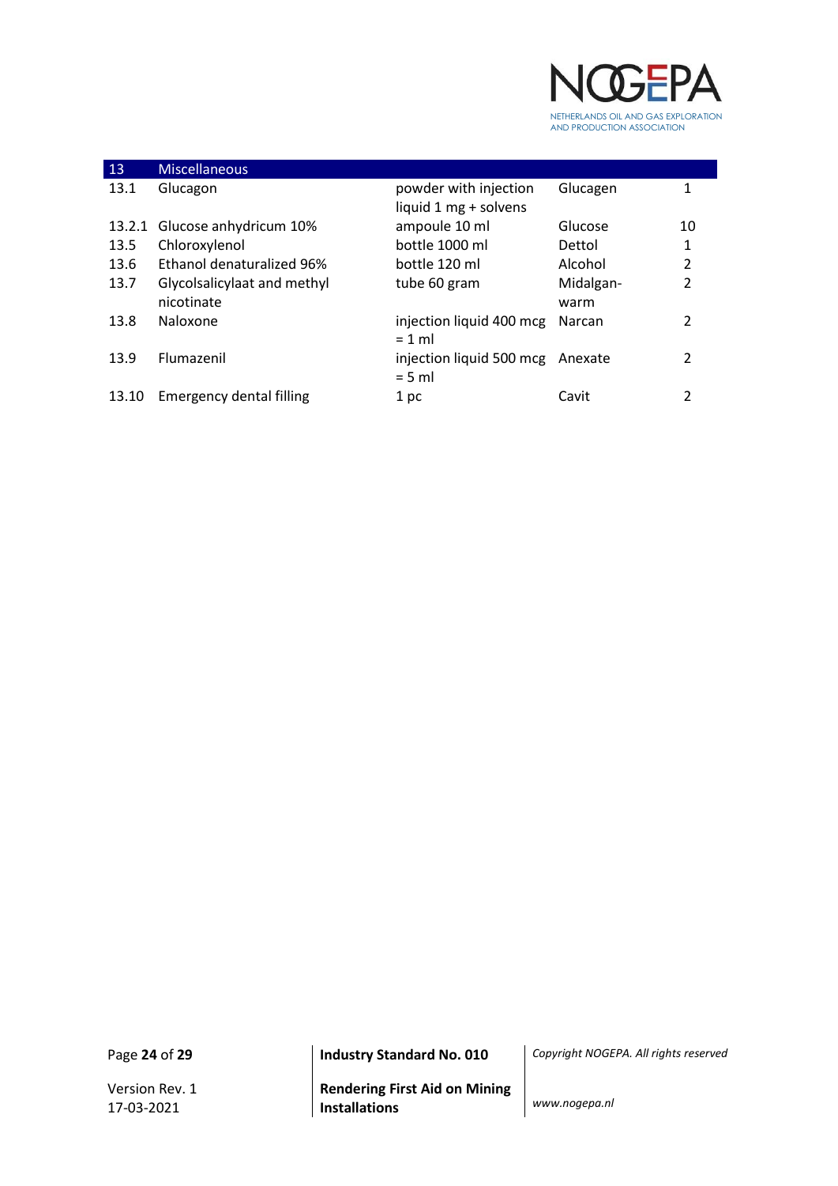| 13 | Miscellaneous | | | |
|---|---|---|---|---|
| 13.1 | Glucagon | powder with injection liquid 1 mg + solvens | Glucagen | 1 |
| 13.2.1 | Glucose anhydricum 10% | ampoule 10 ml | Glucose | 10 |
| 13.5 | Chloroxylenol | bottle 1000 ml | Dettol | 1 |
| 13.6 | Ethanol denaturalized 96% | bottle 120 ml | Alcohol | 2 |
| 13.7 | Glycolsalicylaat and methyl nicotinate | tube 60 gram | Midalgan-warm | 2 |
| 13.8 | Naloxone | injection liquid 400 mcg = 1 ml | Narcan | 2 |
| 13.9 | Flumazenil | injection liquid 500 mcg = 5 ml | Anexate | 2 |
| 13.10 | Emergency dental filling | 1 pc | Cavit | 2 |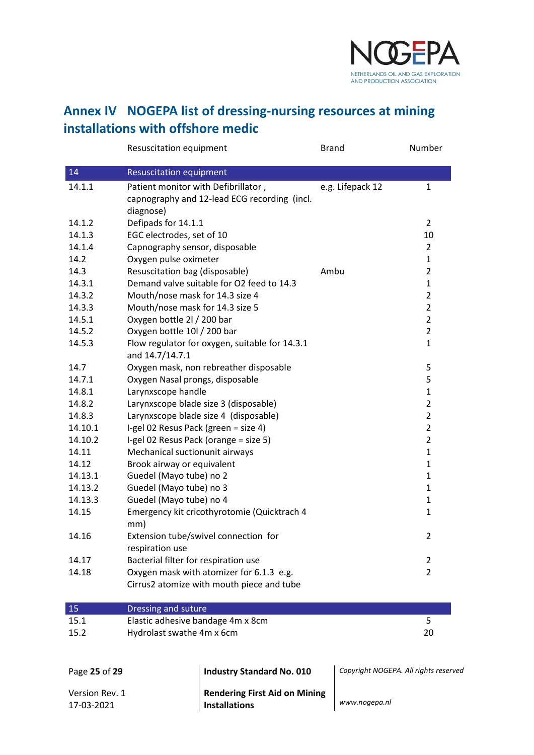## Annex IV NOGEPA list of dressing-nursing resources at mining installations with offshore medic

| | Resuscitation equipment | Brand | Number |
|---|---|---|---|
| **14** | **Resuscitation equipment** | | |
| 14.1.1 | Patient monitor with Defibrillator , capnography and 12-lead ECG recording (incl. diagnose) | e.g. Lifepack 12 | 1 |
| 14.1.2 | Defipads for 14.1.1 | | 2 |
| 14.1.3 | EGC electrodes, set of 10 | | 10 |
| 14.1.4 | Capnography sensor, disposable | | 2 |
| 14.2 | Oxygen pulse oximeter | | 1 |
| 14.3 | Resuscitation bag (disposable) | Ambu | 2 |
| 14.3.1 | Demand valve suitable for O2 feed to 14.3 | | 1 |
| 14.3.2 | Mouth/nose mask for 14.3 size 4 | | 2 |
| 14.3.3 | Mouth/nose mask for 14.3 size 5 | | 2 |
| 14.5.1 | Oxygen bottle 2l / 200 bar | | 2 |
| 14.5.2 | Oxygen bottle 10l / 200 bar | | 2 |
| 14.5.3 | Flow regulator for oxygen, suitable for 14.3.1 and 14.7/14.7.1 | | 1 |
| 14.7 | Oxygen mask, non rebreather disposable | | 5 |
| 14.7.1 | Oxygen Nasal prongs, disposable | | 5 |
| 14.8.1 | Larynxscope handle | | 1 |
| 14.8.2 | Larynxscope blade size 3 (disposable) | | 2 |
| 14.8.3 | Larynxscope blade size 4 (disposable) | | 2 |
| 14.10.1 | I-gel 02 Resus Pack (green = size 4) | | 2 |
| 14.10.2 | I-gel 02 Resus Pack (orange = size 5) | | 2 |
| 14.11 | Mechanical suctionunit airways | | 1 |
| 14.12 | Brook airway or equivalent | | 1 |
| 14.13.1 | Guedel (Mayo tube) no 2 | | 1 |
| 14.13.2 | Guedel (Mayo tube) no 3 | | 1 |
| 14.13.3 | Guedel (Mayo tube) no 4 | | 1 |
| 14.15 | Emergency kit cricothyrotomie (Quicktrach 4 mm) | | 1 |
| 14.16 | Extension tube/swivel connection for respiration use | | 2 |
| 14.17 | Bacterial filter for respiration use | | 2 |
| 14.18 | Oxygen mask with atomizer for 6.1.3 e.g. Cirrus2 atomize with mouth piece and tube | | 2 |
| **15** | **Dressing and suture** | | |
| 15.1 | Elastic adhesive bandage 4m x 8cm | | 5 |
| 15.2 | Hydrolast swathe 4m x 6cm | | 20 |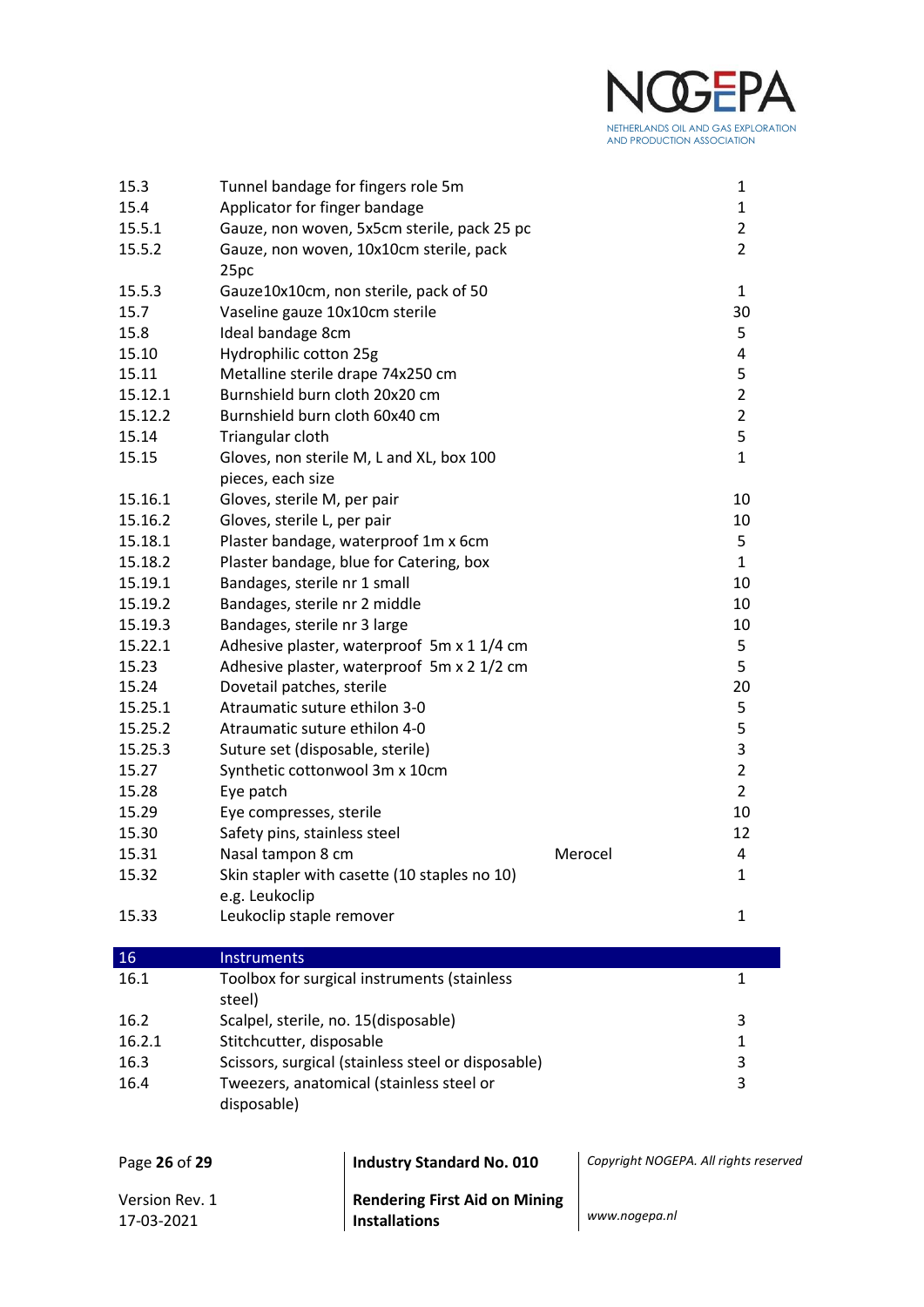| | | | |
|---|---|---|---|
| 15.3 | Tunnel bandage for fingers role 5m | | 1 |
| 15.4 | Applicator for finger bandage | | 1 |
| 15.5.1 | Gauze, non woven, 5x5cm sterile, pack 25 pc | | 2 |
| 15.5.2 | Gauze, non woven, 10x10cm sterile, pack 25pc | | 2 |
| 15.5.3 | Gauze10x10cm, non sterile, pack of 50 | | 1 |
| 15.7 | Vaseline gauze 10x10cm sterile | | 30 |
| 15.8 | Ideal bandage 8cm | | 5 |
| 15.10 | Hydrophilic cotton 25g | | 4 |
| 15.11 | Metalline sterile drape 74x250 cm | | 5 |
| 15.12.1 | Burnshield burn cloth 20x20 cm | | 2 |
| 15.12.2 | Burnshield burn cloth 60x40 cm | | 2 |
| 15.14 | Triangular cloth | | 5 |
| 15.15 | Gloves, non sterile M, L and XL, box 100 pieces, each size | | 1 |
| 15.16.1 | Gloves, sterile M, per pair | | 10 |
| 15.16.2 | Gloves, sterile L, per pair | | 10 |
| 15.18.1 | Plaster bandage, waterproof 1m x 6cm | | 5 |
| 15.18.2 | Plaster bandage, blue for Catering, box | | 1 |
| 15.19.1 | Bandages, sterile nr 1 small | | 10 |
| 15.19.2 | Bandages, sterile nr 2 middle | | 10 |
| 15.19.3 | Bandages, sterile nr 3 large | | 10 |
| 15.22.1 | Adhesive plaster, waterproof 5m x 1 1/4 cm | | 5 |
| 15.23 | Adhesive plaster, waterproof 5m x 2 1/2 cm | | 5 |
| 15.24 | Dovetail patches, sterile | | 20 |
| 15.25.1 | Atraumatic suture ethilon 3-0 | | 5 |
| 15.25.2 | Atraumatic suture ethilon 4-0 | | 5 |
| 15.25.3 | Suture set (disposable, sterile) | | 3 |
| 15.27 | Synthetic cottonwool 3m x 10cm | | 2 |
| 15.28 | Eye patch | | 2 |
| 15.29 | Eye compresses, sterile | | 10 |
| 15.30 | Safety pins, stainless steel | | 12 |
| 15.31 | Nasal tampon 8 cm | Merocel | 4 |
| 15.32 | Skin stapler with casette (10 staples no 10) e.g. Leukoclip | | 1 |
| 15.33 | Leukoclip staple remover | | 1 |
| **16** | **Instruments** | | |
| 16.1 | Toolbox for surgical instruments (stainless steel) | | 1 |
| 16.2 | Scalpel, sterile, no. 15(disposable) | | 3 |
| 16.2.1 | Stitchcutter, disposable | | 1 |
| 16.3 | Scissors, surgical (stainless steel or disposable) | | 3 |
| 16.4 | Tweezers, anatomical (stainless steel or disposable) | | 3 |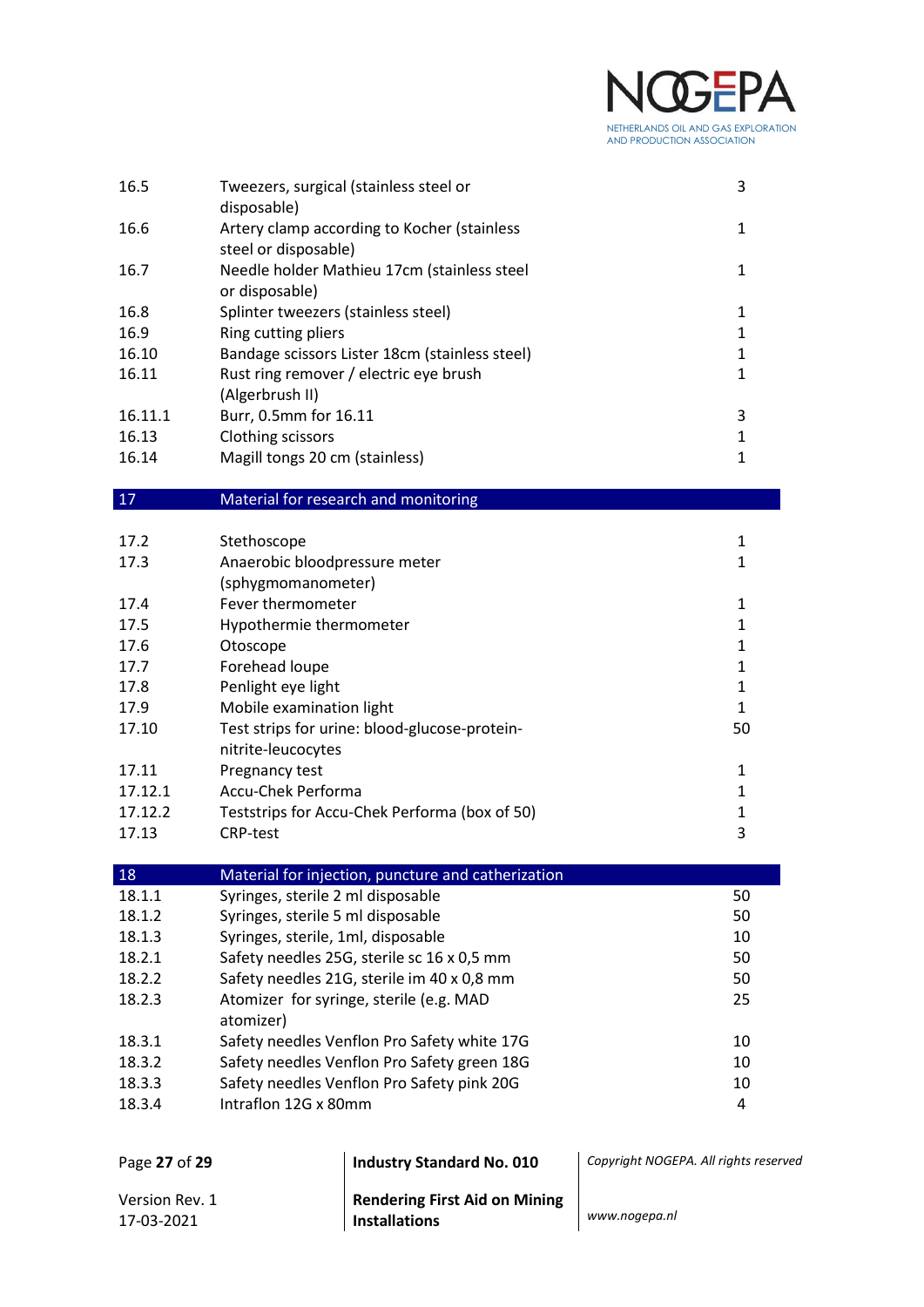| | | |
|---|---|---|
| 16.5 | Tweezers, surgical (stainless steel or disposable) | 3 |
| 16.6 | Artery clamp according to Kocher (stainless steel or disposable) | 1 |
| 16.7 | Needle holder Mathieu 17cm (stainless steel or disposable) | 1 |
| 16.8 | Splinter tweezers (stainless steel) | 1 |
| 16.9 | Ring cutting pliers | 1 |
| 16.10 | Bandage scissors Lister 18cm (stainless steel) | 1 |
| 16.11 | Rust ring remover / electric eye brush (Algerbrush II) | 1 |
| 16.11.1 | Burr, 0.5mm for 16.11 | 3 |
| 16.13 | Clothing scissors | 1 |
| 16.14 | Magill tongs 20 cm (stainless) | 1 |

| 17 | Material for research and monitoring | |
|---|---|---|
| 17.2 | Stethoscope | 1 |
| 17.3 | Anaerobic bloodpressure meter (sphygmomanometer) | 1 |
| 17.4 | Fever thermometer | 1 |
| 17.5 | Hypothermie thermometer | 1 |
| 17.6 | Otoscope | 1 |
| 17.7 | Forehead loupe | 1 |
| 17.8 | Penlight eye light | 1 |
| 17.9 | Mobile examination light | 1 |
| 17.10 | Test strips for urine: blood-glucose-protein-nitrite-leucocytes | 50 |
| 17.11 | Pregnancy test | 1 |
| 17.12.1 | Accu-Chek Performa | 1 |
| 17.12.2 | Teststrips for Accu-Chek Performa (box of 50) | 1 |
| 17.13 | CRP-test | 3 |

| 18 | Material for injection, puncture and catherization | |
|---|---|---|
| 18.1.1 | Syringes, sterile 2 ml disposable | 50 |
| 18.1.2 | Syringes, sterile 5 ml disposable | 50 |
| 18.1.3 | Syringes, sterile, 1ml, disposable | 10 |
| 18.2.1 | Safety needles 25G, sterile sc 16 x 0,5 mm | 50 |
| 18.2.2 | Safety needles 21G, sterile im 40 x 0,8 mm | 50 |
| 18.2.3 | Atomizer for syringe, sterile (e.g. MAD atomizer) | 25 |
| 18.3.1 | Safety needles Venflon Pro Safety white 17G | 10 |
| 18.3.2 | Safety needles Venflon Pro Safety green 18G | 10 |
| 18.3.3 | Safety needles Venflon Pro Safety pink 20G | 10 |
| 18.3.4 | Intraflon 12G x 80mm | 4 |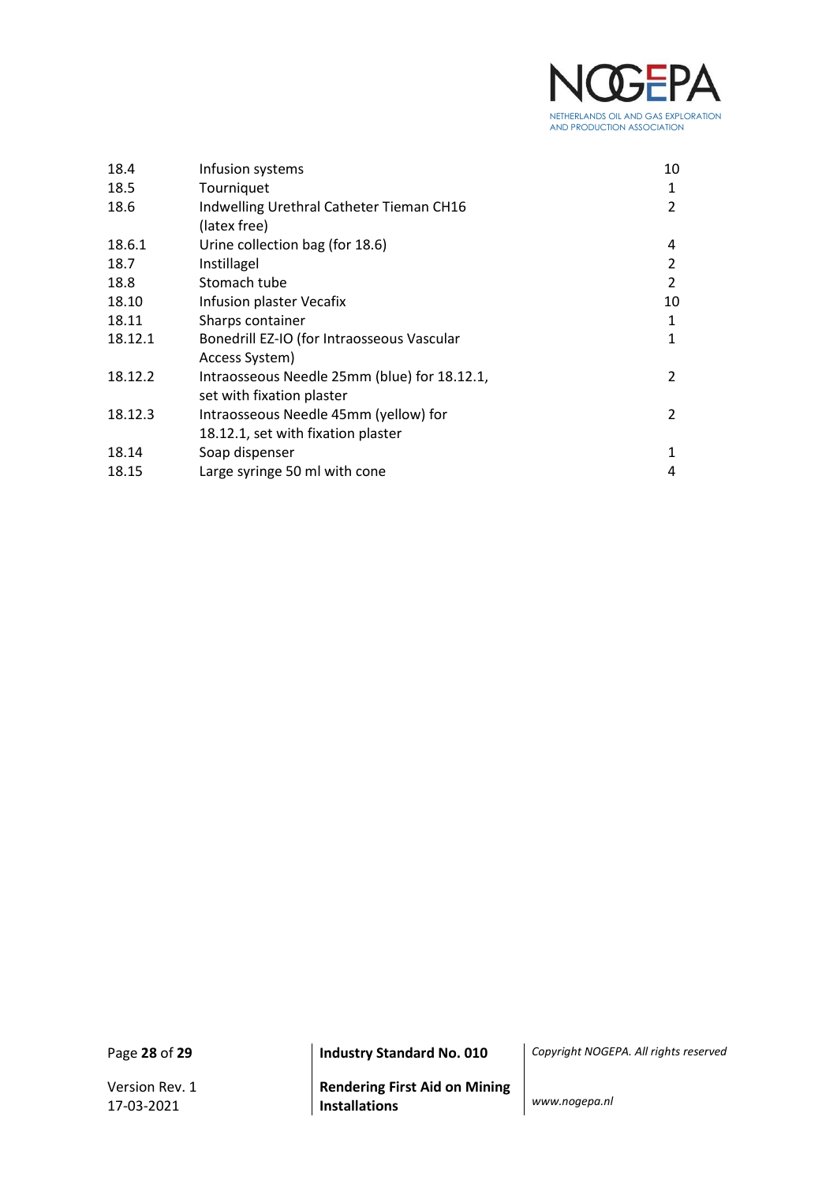| | | |
|---|---|---|
| 18.4 | Infusion systems | 10 |
| 18.5 | Tourniquet | 1 |
| 18.6 | Indwelling Urethral Catheter Tieman CH16 (latex free) | 2 |
| 18.6.1 | Urine collection bag (for 18.6) | 4 |
| 18.7 | Instillagel | 2 |
| 18.8 | Stomach tube | 2 |
| 18.10 | Infusion plaster Vecafix | 10 |
| 18.11 | Sharps container | 1 |
| 18.12.1 | Bonedrill EZ-IO (for Intraosseous Vascular Access System) | 1 |
| 18.12.2 | Intraosseous Needle 25mm (blue) for 18.12.1, set with fixation plaster | 2 |
| 18.12.3 | Intraosseous Needle 45mm (yellow) for 18.12.1, set with fixation plaster | 2 |
| 18.14 | Soap dispenser | 1 |
| 18.15 | Large syringe 50 ml with cone | 4 |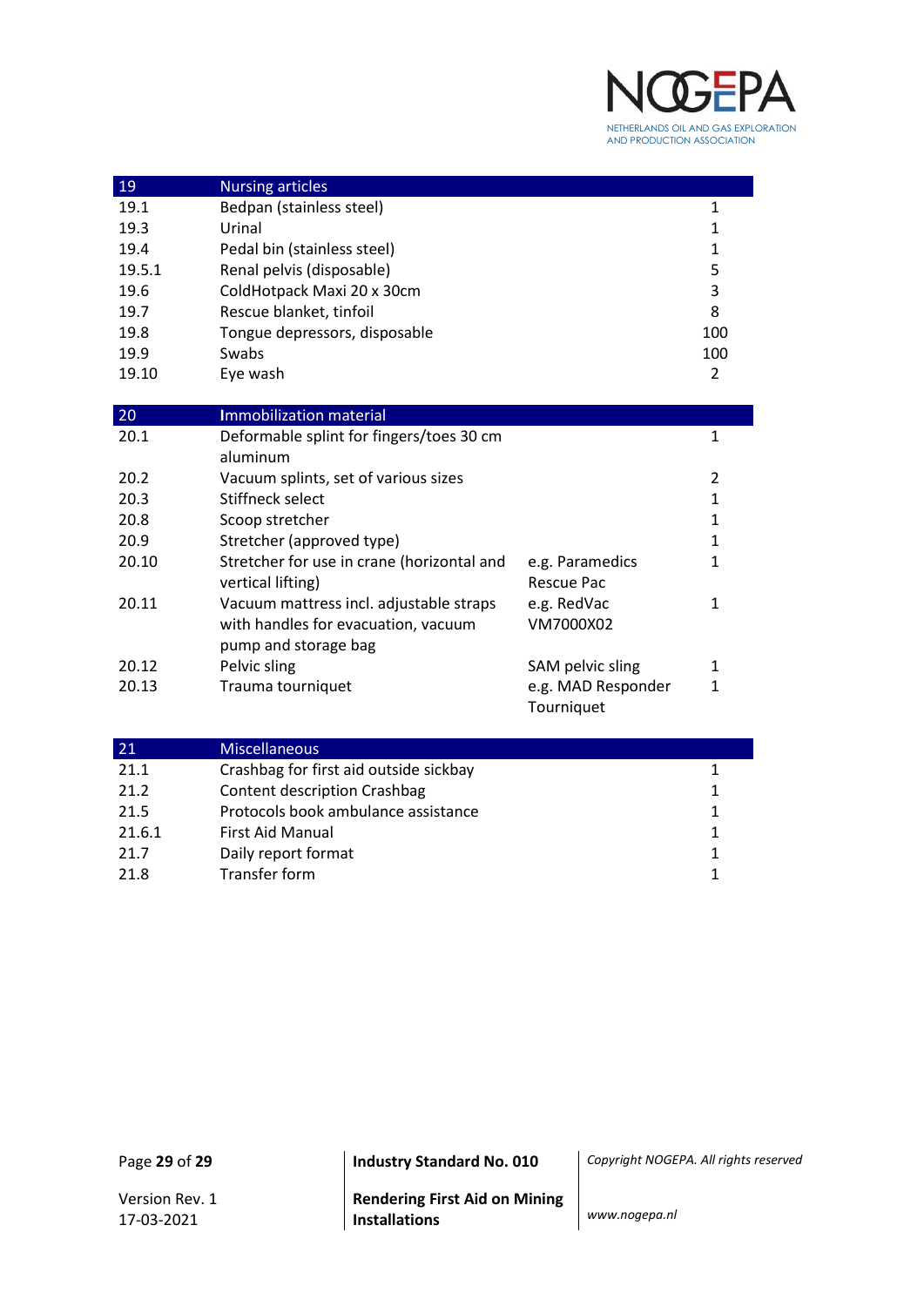| 19 | Nursing articles | | |
|---|---|---|---|
| 19.1 | Bedpan (stainless steel) | | 1 |
| 19.3 | Urinal | | 1 |
| 19.4 | Pedal bin (stainless steel) | | 1 |
| 19.5.1 | Renal pelvis (disposable) | | 5 |
| 19.6 | ColdHotpack Maxi 20 x 30cm | | 3 |
| 19.7 | Rescue blanket, tinfoil | | 8 |
| 19.8 | Tongue depressors, disposable | | 100 |
| 19.9 | Swabs | | 100 |
| 19.10 | Eye wash | | 2 |

| 20 | Immobilization material | | |
|---|---|---|---|
| 20.1 | Deformable splint for fingers/toes 30 cm aluminum | | 1 |
| 20.2 | Vacuum splints, set of various sizes | | 2 |
| 20.3 | Stiffneck select | | 1 |
| 20.8 | Scoop stretcher | | 1 |
| 20.9 | Stretcher (approved type) | | 1 |
| 20.10 | Stretcher for use in crane (horizontal and vertical lifting) | e.g. Paramedics Rescue Pac | 1 |
| 20.11 | Vacuum mattress incl. adjustable straps with handles for evacuation, vacuum pump and storage bag | e.g. RedVac VM7000X02 | 1 |
| 20.12 | Pelvic sling | SAM pelvic sling | 1 |
| 20.13 | Trauma tourniquet | e.g. MAD Responder Tourniquet | 1 |

| 21 | Miscellaneous | |
|---|---|---|
| 21.1 | Crashbag for first aid outside sickbay | 1 |
| 21.2 | Content description Crashbag | 1 |
| 21.5 | Protocols book ambulance assistance | 1 |
| 21.6.1 | First Aid Manual | 1 |
| 21.7 | Daily report format | 1 |
| 21.8 | Transfer form | 1 |